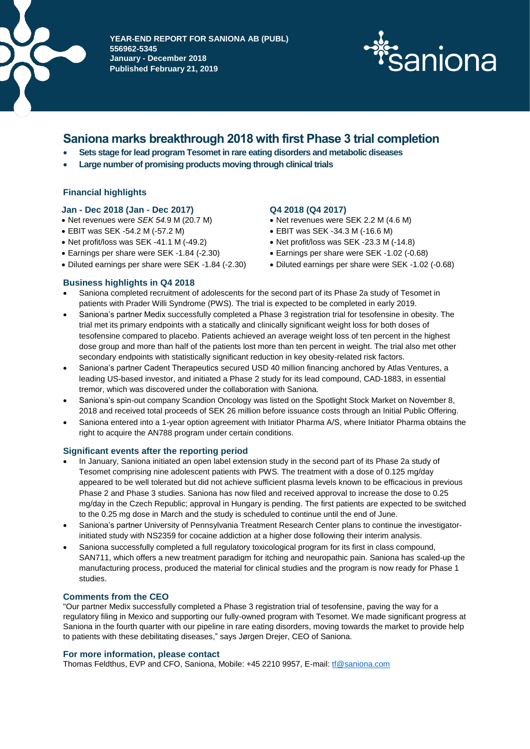**YEAR-END REPORT FOR SANIONA AB (PUBL)**
**556962-5345**
**January - December 2018**
**Published February 21, 2019**

saniona

# Saniona marks breakthrough 2018 with first Phase 3 trial completion

- **Sets stage for lead program Tesomet in rare eating disorders and metabolic diseases**
- **Large number of promising products moving through clinical trials**

## Financial highlights

### Jan - Dec 2018 (Jan - Dec 2017)

- Net revenues were *SEK 54*.9 M (20.7 M)
- EBIT was SEK -54.2 M (-57.2 M)
- Net profit/loss was SEK -41.1 M (-49.2)
- Earnings per share were SEK -1.84 (-2.30)
- Diluted earnings per share were SEK -1.84 (-2.30)

### Q4 2018 (Q4 2017)

- Net revenues were SEK 2.2 M (4.6 M)
- EBIT was SEK -34.3 M (-16.6 M)
- Net profit/loss was SEK -23.3 M (-14.8)
- Earnings per share were SEK -1.02 (-0.68)
- Diluted earnings per share were SEK -1.02 (-0.68)

## Business highlights in Q4 2018

- Saniona completed recruitment of adolescents for the second part of its Phase 2a study of Tesomet in patients with Prader Willi Syndrome (PWS). The trial is expected to be completed in early 2019.
- Saniona's partner Medix successfully completed a Phase 3 registration trial for tesofensine in obesity. The trial met its primary endpoints with a statically and clinically significant weight loss for both doses of tesofensine compared to placebo. Patients achieved an average weight loss of ten percent in the highest dose group and more than half of the patients lost more than ten percent in weight. The trial also met other secondary endpoints with statistically significant reduction in key obesity-related risk factors.
- Saniona's partner Cadent Therapeutics secured USD 40 million financing anchored by Atlas Ventures, a leading US-based investor, and initiated a Phase 2 study for its lead compound, CAD-1883, in essential tremor, which was discovered under the collaboration with Saniona.
- Saniona's spin-out company Scandion Oncology was listed on the Spotlight Stock Market on November 8, 2018 and received total proceeds of SEK 26 million before issuance costs through an Initial Public Offering.
- Saniona entered into a 1-year option agreement with Initiator Pharma A/S, where Initiator Pharma obtains the right to acquire the AN788 program under certain conditions.

## Significant events after the reporting period

- In January, Saniona initiated an open label extension study in the second part of its Phase 2a study of Tesomet comprising nine adolescent patients with PWS. The treatment with a dose of 0.125 mg/day appeared to be well tolerated but did not achieve sufficient plasma levels known to be efficacious in previous Phase 2 and Phase 3 studies. Saniona has now filed and received approval to increase the dose to 0.25 mg/day in the Czech Republic; approval in Hungary is pending. The first patients are expected to be switched to the 0.25 mg dose in March and the study is scheduled to continue until the end of June.
- Saniona's partner University of Pennsylvania Treatment Research Center plans to continue the investigator-initiated study with NS2359 for cocaine addiction at a higher dose following their interim analysis.
- Saniona successfully completed a full regulatory toxicological program for its first in class compound, SAN711, which offers a new treatment paradigm for itching and neuropathic pain. Saniona has scaled-up the manufacturing process, produced the material for clinical studies and the program is now ready for Phase 1 studies.

## Comments from the CEO

"Our partner Medix successfully completed a Phase 3 registration trial of tesofensine, paving the way for a regulatory filing in Mexico and supporting our fully-owned program with Tesomet. We made significant progress at Saniona in the fourth quarter with our pipeline in rare eating disorders, moving towards the market to provide help to patients with these debilitating diseases," says Jørgen Drejer, CEO of Saniona.

## For more information, please contact

Thomas Feldthus, EVP and CFO, Saniona, Mobile: +45 2210 9957, E-mail: tf@saniona.com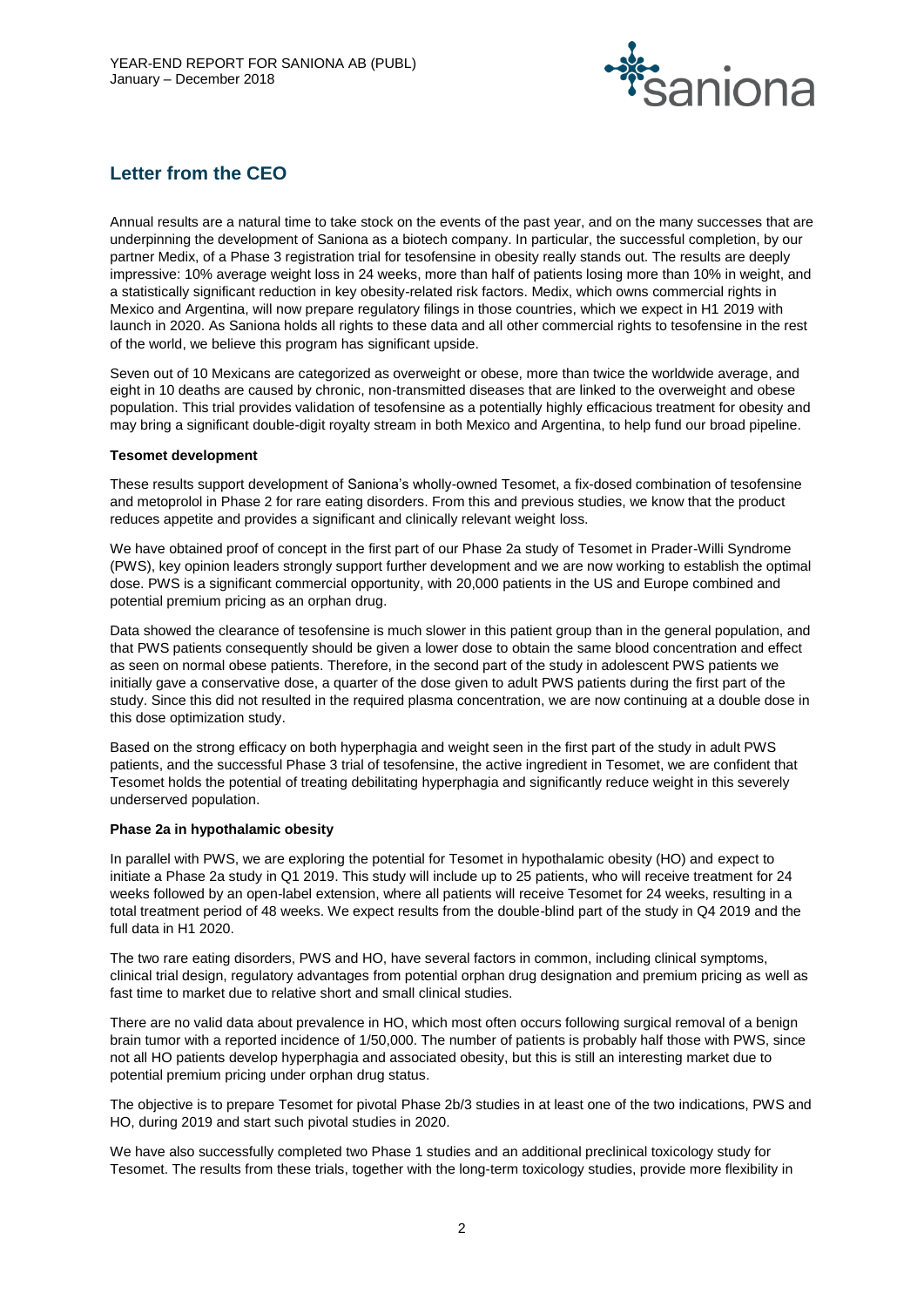## Letter from the CEO

Annual results are a natural time to take stock on the events of the past year, and on the many successes that are underpinning the development of Saniona as a biotech company. In particular, the successful completion, by our partner Medix, of a Phase 3 registration trial for tesofensine in obesity really stands out. The results are deeply impressive: 10% average weight loss in 24 weeks, more than half of patients losing more than 10% in weight, and a statistically significant reduction in key obesity-related risk factors. Medix, which owns commercial rights in Mexico and Argentina, will now prepare regulatory filings in those countries, which we expect in H1 2019 with launch in 2020. As Saniona holds all rights to these data and all other commercial rights to tesofensine in the rest of the world, we believe this program has significant upside.

Seven out of 10 Mexicans are categorized as overweight or obese, more than twice the worldwide average, and eight in 10 deaths are caused by chronic, non-transmitted diseases that are linked to the overweight and obese population. This trial provides validation of tesofensine as a potentially highly efficacious treatment for obesity and may bring a significant double-digit royalty stream in both Mexico and Argentina, to help fund our broad pipeline.

**Tesomet development**

These results support development of Saniona's wholly-owned Tesomet, a fix-dosed combination of tesofensine and metoprolol in Phase 2 for rare eating disorders. From this and previous studies, we know that the product reduces appetite and provides a significant and clinically relevant weight loss.

We have obtained proof of concept in the first part of our Phase 2a study of Tesomet in Prader-Willi Syndrome (PWS), key opinion leaders strongly support further development and we are now working to establish the optimal dose. PWS is a significant commercial opportunity, with 20,000 patients in the US and Europe combined and potential premium pricing as an orphan drug.

Data showed the clearance of tesofensine is much slower in this patient group than in the general population, and that PWS patients consequently should be given a lower dose to obtain the same blood concentration and effect as seen on normal obese patients. Therefore, in the second part of the study in adolescent PWS patients we initially gave a conservative dose, a quarter of the dose given to adult PWS patients during the first part of the study. Since this did not resulted in the required plasma concentration, we are now continuing at a double dose in this dose optimization study.

Based on the strong efficacy on both hyperphagia and weight seen in the first part of the study in adult PWS patients, and the successful Phase 3 trial of tesofensine, the active ingredient in Tesomet, we are confident that Tesomet holds the potential of treating debilitating hyperphagia and significantly reduce weight in this severely underserved population.

**Phase 2a in hypothalamic obesity**

In parallel with PWS, we are exploring the potential for Tesomet in hypothalamic obesity (HO) and expect to initiate a Phase 2a study in Q1 2019. This study will include up to 25 patients, who will receive treatment for 24 weeks followed by an open-label extension, where all patients will receive Tesomet for 24 weeks, resulting in a total treatment period of 48 weeks. We expect results from the double-blind part of the study in Q4 2019 and the full data in H1 2020.

The two rare eating disorders, PWS and HO, have several factors in common, including clinical symptoms, clinical trial design, regulatory advantages from potential orphan drug designation and premium pricing as well as fast time to market due to relative short and small clinical studies.

There are no valid data about prevalence in HO, which most often occurs following surgical removal of a benign brain tumor with a reported incidence of 1/50,000. The number of patients is probably half those with PWS, since not all HO patients develop hyperphagia and associated obesity, but this is still an interesting market due to potential premium pricing under orphan drug status.

The objective is to prepare Tesomet for pivotal Phase 2b/3 studies in at least one of the two indications, PWS and HO, during 2019 and start such pivotal studies in 2020.

We have also successfully completed two Phase 1 studies and an additional preclinical toxicology study for Tesomet. The results from these trials, together with the long-term toxicology studies, provide more flexibility in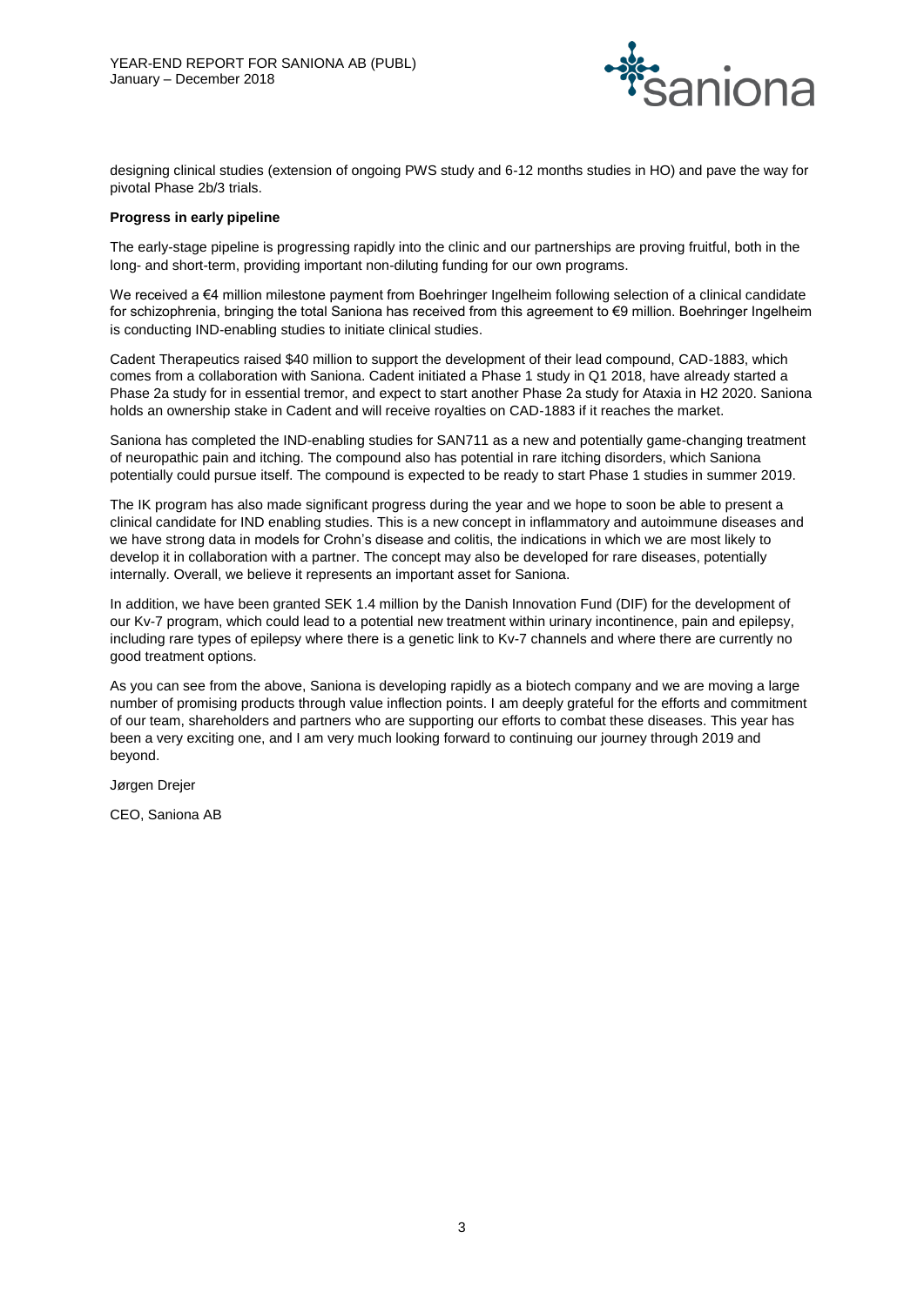designing clinical studies (extension of ongoing PWS study and 6-12 months studies in HO) and pave the way for pivotal Phase 2b/3 trials.

**Progress in early pipeline**

The early-stage pipeline is progressing rapidly into the clinic and our partnerships are proving fruitful, both in the long- and short-term, providing important non-diluting funding for our own programs.

We received a €4 million milestone payment from Boehringer Ingelheim following selection of a clinical candidate for schizophrenia, bringing the total Saniona has received from this agreement to €9 million. Boehringer Ingelheim is conducting IND-enabling studies to initiate clinical studies.

Cadent Therapeutics raised $40 million to support the development of their lead compound, CAD-1883, which comes from a collaboration with Saniona. Cadent initiated a Phase 1 study in Q1 2018, have already started a Phase 2a study for in essential tremor, and expect to start another Phase 2a study for Ataxia in H2 2020. Saniona holds an ownership stake in Cadent and will receive royalties on CAD-1883 if it reaches the market.

Saniona has completed the IND-enabling studies for SAN711 as a new and potentially game-changing treatment of neuropathic pain and itching. The compound also has potential in rare itching disorders, which Saniona potentially could pursue itself. The compound is expected to be ready to start Phase 1 studies in summer 2019.

The IK program has also made significant progress during the year and we hope to soon be able to present a clinical candidate for IND enabling studies. This is a new concept in inflammatory and autoimmune diseases and we have strong data in models for Crohn's disease and colitis, the indications in which we are most likely to develop it in collaboration with a partner. The concept may also be developed for rare diseases, potentially internally. Overall, we believe it represents an important asset for Saniona.

In addition, we have been granted SEK 1.4 million by the Danish Innovation Fund (DIF) for the development of our Kv-7 program, which could lead to a potential new treatment within urinary incontinence, pain and epilepsy, including rare types of epilepsy where there is a genetic link to Kv-7 channels and where there are currently no good treatment options.

As you can see from the above, Saniona is developing rapidly as a biotech company and we are moving a large number of promising products through value inflection points. I am deeply grateful for the efforts and commitment of our team, shareholders and partners who are supporting our efforts to combat these diseases. This year has been a very exciting one, and I am very much looking forward to continuing our journey through 2019 and beyond.

Jørgen Drejer

CEO, Saniona AB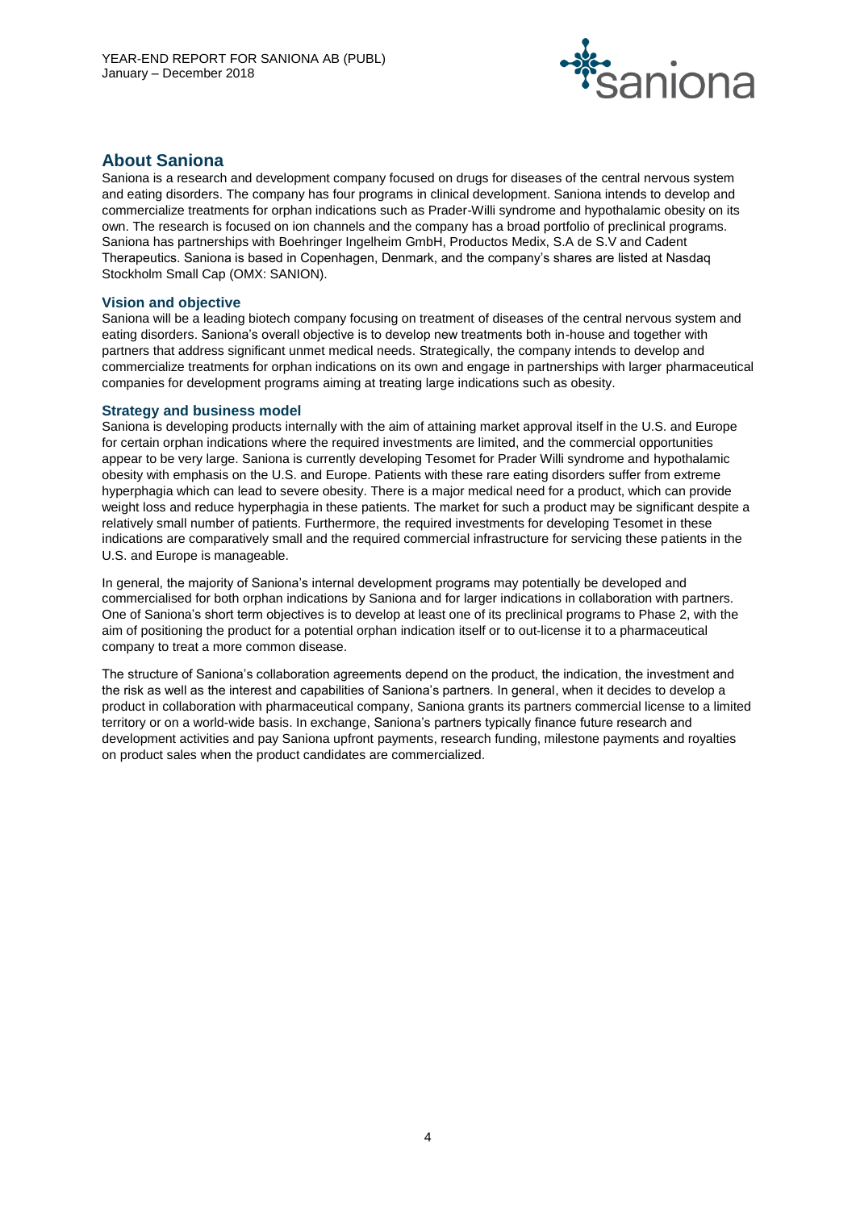## About Saniona

Saniona is a research and development company focused on drugs for diseases of the central nervous system and eating disorders. The company has four programs in clinical development. Saniona intends to develop and commercialize treatments for orphan indications such as Prader-Willi syndrome and hypothalamic obesity on its own. The research is focused on ion channels and the company has a broad portfolio of preclinical programs. Saniona has partnerships with Boehringer Ingelheim GmbH, Productos Medix, S.A de S.V and Cadent Therapeutics. Saniona is based in Copenhagen, Denmark, and the company's shares are listed at Nasdaq Stockholm Small Cap (OMX: SANION).

### Vision and objective

Saniona will be a leading biotech company focusing on treatment of diseases of the central nervous system and eating disorders. Saniona's overall objective is to develop new treatments both in-house and together with partners that address significant unmet medical needs. Strategically, the company intends to develop and commercialize treatments for orphan indications on its own and engage in partnerships with larger pharmaceutical companies for development programs aiming at treating large indications such as obesity.

### Strategy and business model

Saniona is developing products internally with the aim of attaining market approval itself in the U.S. and Europe for certain orphan indications where the required investments are limited, and the commercial opportunities appear to be very large. Saniona is currently developing Tesomet for Prader Willi syndrome and hypothalamic obesity with emphasis on the U.S. and Europe. Patients with these rare eating disorders suffer from extreme hyperphagia which can lead to severe obesity. There is a major medical need for a product, which can provide weight loss and reduce hyperphagia in these patients. The market for such a product may be significant despite a relatively small number of patients. Furthermore, the required investments for developing Tesomet in these indications are comparatively small and the required commercial infrastructure for servicing these patients in the U.S. and Europe is manageable.

In general, the majority of Saniona's internal development programs may potentially be developed and commercialised for both orphan indications by Saniona and for larger indications in collaboration with partners. One of Saniona's short term objectives is to develop at least one of its preclinical programs to Phase 2, with the aim of positioning the product for a potential orphan indication itself or to out-license it to a pharmaceutical company to treat a more common disease.

The structure of Saniona's collaboration agreements depend on the product, the indication, the investment and the risk as well as the interest and capabilities of Saniona's partners. In general, when it decides to develop a product in collaboration with pharmaceutical company, Saniona grants its partners commercial license to a limited territory or on a world-wide basis. In exchange, Saniona's partners typically finance future research and development activities and pay Saniona upfront payments, research funding, milestone payments and royalties on product sales when the product candidates are commercialized.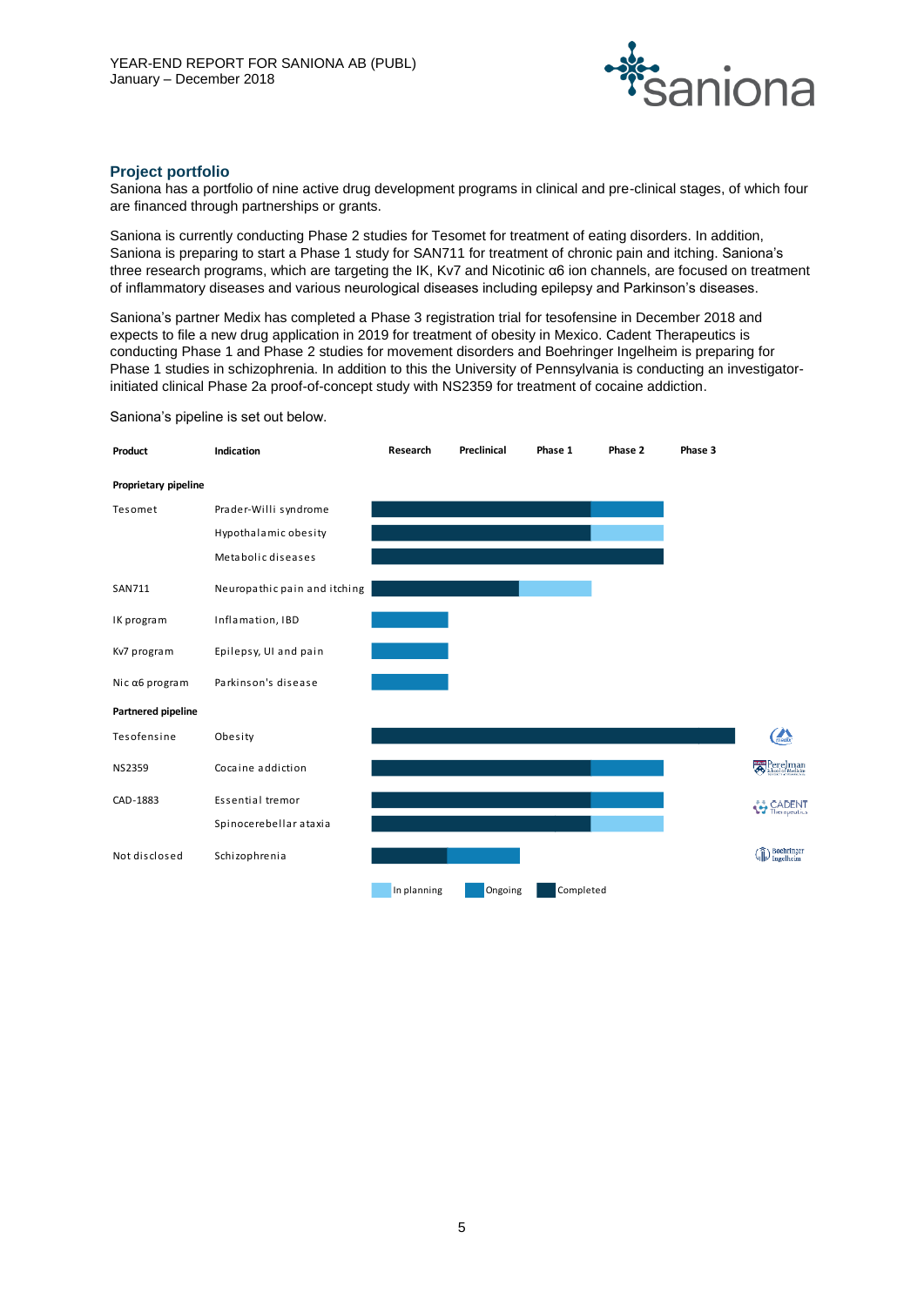## Project portfolio

Saniona has a portfolio of nine active drug development programs in clinical and pre-clinical stages, of which four are financed through partnerships or grants.

Saniona is currently conducting Phase 2 studies for Tesomet for treatment of eating disorders. In addition, Saniona is preparing to start a Phase 1 study for SAN711 for treatment of chronic pain and itching. Saniona's three research programs, which are targeting the IK, Kv7 and Nicotinic α6 ion channels, are focused on treatment of inflammatory diseases and various neurological diseases including epilepsy and Parkinson's diseases.

Saniona's partner Medix has completed a Phase 3 registration trial for tesofensine in December 2018 and expects to file a new drug application in 2019 for treatment of obesity in Mexico. Cadent Therapeutics is conducting Phase 1 and Phase 2 studies for movement disorders and Boehringer Ingelheim is preparing for Phase 1 studies in schizophrenia. In addition to this the University of Pennsylvania is conducting an investigator-initiated clinical Phase 2a proof-of-concept study with NS2359 for treatment of cocaine addiction.

Saniona's pipeline is set out below.

| Product | Indication | Research | Preclinical | Phase 1 | Phase 2 | Phase 3 | Partner |
|---|---|---|---|---|---|---|---|
| **Proprietary pipeline** | | | | | | | |
| Tesomet | Prader-Willi syndrome | Completed | Completed | Completed | Ongoing | | |
| | Hypothalamic obesity | Completed | Completed | Completed | In planning | | |
| | Metabolic diseases | Completed | Completed | Completed | Completed | | |
| SAN711 | Neuropathic pain and itching | Completed | Completed | In planning | | | |
| IK program | Inflamation, IBD | Ongoing | | | | | |
| Kv7 program | Epilepsy, UI and pain | Ongoing | | | | | |
| Nic α6 program | Parkinson's disease | Ongoing | | | | | |
| **Partnered pipeline** | | | | | | | |
| Tesofensine | Obesity | Completed | Completed | Completed | Completed | Completed | Medix |
| NS2359 | Cocaine addiction | Completed | Completed | Completed | Ongoing | | Perelman School of Medicine |
| CAD-1883 | Essential tremor | Completed | Completed | Completed | Ongoing | | Cadent Therapeutics |
| | Spinocerebellar ataxia | Completed | Completed | Completed | In planning | | |
| Not disclosed | Schizophrenia | Completed | Ongoing | | | | Boehringer Ingelheim |

Legend: In planning / Ongoing / Completed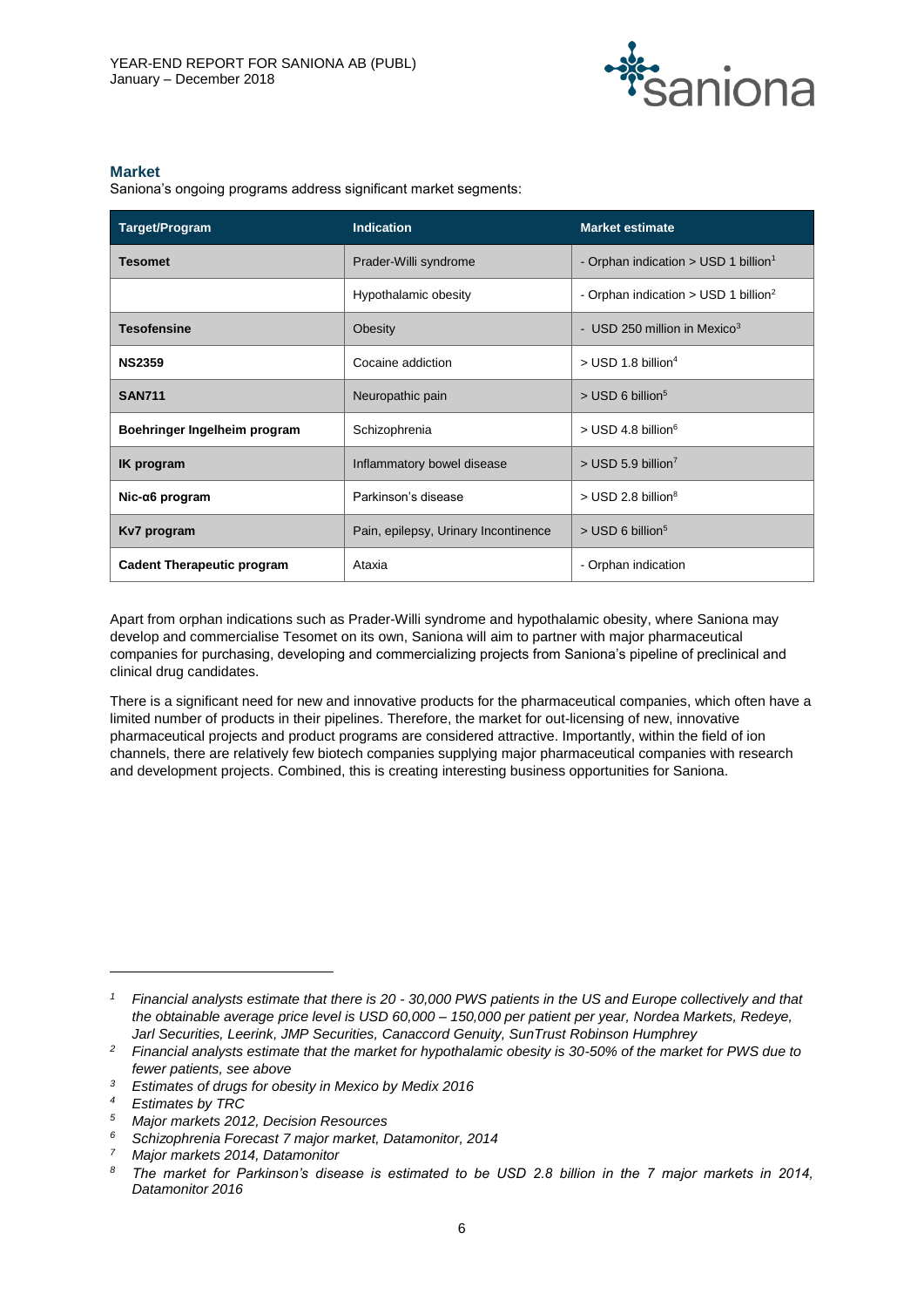## Market

Saniona's ongoing programs address significant market segments:

| Target/Program | Indication | Market estimate |
|---|---|---|
| **Tesomet** | Prader-Willi syndrome | - Orphan indication > USD 1 billion[1] |
| | Hypothalamic obesity | - Orphan indication > USD 1 billion[2] |
| **Tesofensine** | Obesity | - USD 250 million in Mexico[3] |
| **NS2359** | Cocaine addiction | > USD 1.8 billion[4] |
| **SAN711** | Neuropathic pain | > USD 6 billion[5] |
| **Boehringer Ingelheim program** | Schizophrenia | > USD 4.8 billion[6] |
| **IK program** | Inflammatory bowel disease | > USD 5.9 billion[7] |
| **Nic-α6 program** | Parkinson's disease | > USD 2.8 billion[8] |
| **Kv7 program** | Pain, epilepsy, Urinary Incontinence | > USD 6 billion[5] |
| **Cadent Therapeutic program** | Ataxia | - Orphan indication |

Apart from orphan indications such as Prader-Willi syndrome and hypothalamic obesity, where Saniona may develop and commercialise Tesomet on its own, Saniona will aim to partner with major pharmaceutical companies for purchasing, developing and commercializing projects from Saniona's pipeline of preclinical and clinical drug candidates.

There is a significant need for new and innovative products for the pharmaceutical companies, which often have a limited number of products in their pipelines. Therefore, the market for out-licensing of new, innovative pharmaceutical projects and product programs are considered attractive. Importantly, within the field of ion channels, there are relatively few biotech companies supplying major pharmaceutical companies with research and development projects. Combined, this is creating interesting business opportunities for Saniona.

---

[1] *Financial analysts estimate that there is 20 - 30,000 PWS patients in the US and Europe collectively and that the obtainable average price level is USD 60,000 – 150,000 per patient per year, Nordea Markets, Redeye, Jarl Securities, Leerink, JMP Securities, Canaccord Genuity, SunTrust Robinson Humphrey*

[2] *Financial analysts estimate that the market for hypothalamic obesity is 30-50% of the market for PWS due to fewer patients, see above*

[3] *Estimates of drugs for obesity in Mexico by Medix 2016*

[4] *Estimates by TRC*

[5] *Major markets 2012, Decision Resources*

[6] *Schizophrenia Forecast 7 major market, Datamonitor, 2014*

[7] *Major markets 2014, Datamonitor*

[8] *The market for Parkinson's disease is estimated to be USD 2.8 billion in the 7 major markets in 2014, Datamonitor 2016*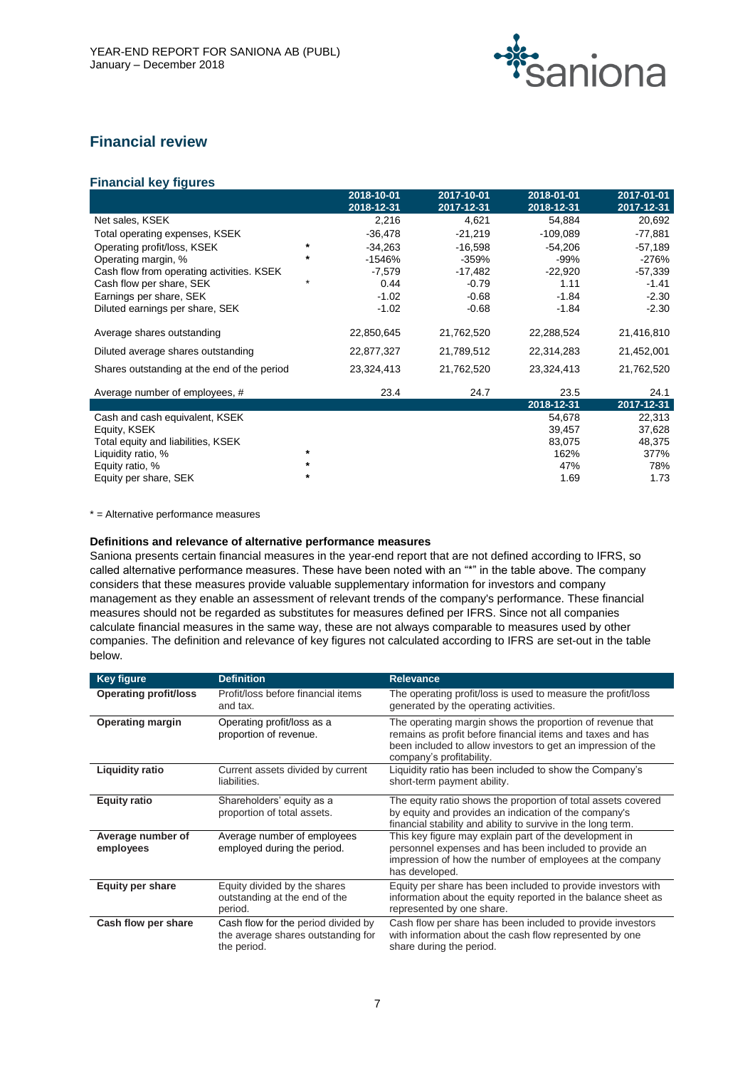## Financial review

### Financial key figures

| | | 2018-10-01<br>2018-12-31 | 2017-10-01<br>2017-12-31 | 2018-01-01<br>2018-12-31 | 2017-01-01<br>2017-12-31 |
|---|---|---|---|---|---|
| Net sales, KSEK | | 2,216 | 4,621 | 54,884 | 20,692 |
| Total operating expenses, KSEK | | -36,478 | -21,219 | -109,089 | -77,881 |
| Operating profit/loss, KSEK | * | -34,263 | -16,598 | -54,206 | -57,189 |
| Operating margin, % | * | -1546% | -359% | -99% | -276% |
| Cash flow from operating activities. KSEK | | -7,579 | -17,482 | -22,920 | -57,339 |
| Cash flow per share, SEK | * | 0.44 | -0.79 | 1.11 | -1.41 |
| Earnings per share, SEK | | -1.02 | -0.68 | -1.84 | -2.30 |
| Diluted earnings per share, SEK | | -1.02 | -0.68 | -1.84 | -2.30 |
| Average shares outstanding | | 22,850,645 | 21,762,520 | 22,288,524 | 21,416,810 |
| Diluted average shares outstanding | | 22,877,327 | 21,789,512 | 22,314,283 | 21,452,001 |
| Shares outstanding at the end of the period | | 23,324,413 | 21,762,520 | 23,324,413 | 21,762,520 |
| Average number of employees, # | | 23.4 | 24.7 | 23.5 | 24.1 |
| | | | | **2018-12-31** | **2017-12-31** |
| Cash and cash equivalent, KSEK | | | | 54,678 | 22,313 |
| Equity, KSEK | | | | 39,457 | 37,628 |
| Total equity and liabilities, KSEK | | | | 83,075 | 48,375 |
| Liquidity ratio, % | * | | | 162% | 377% |
| Equity ratio, % | * | | | 47% | 78% |
| Equity per share, SEK | * | | | 1.69 | 1.73 |

* = Alternative performance measures

**Definitions and relevance of alternative performance measures**

Saniona presents certain financial measures in the year-end report that are not defined according to IFRS, so called alternative performance measures. These have been noted with an "*" in the table above. The company considers that these measures provide valuable supplementary information for investors and company management as they enable an assessment of relevant trends of the company's performance. These financial measures should not be regarded as substitutes for measures defined per IFRS. Since not all companies calculate financial measures in the same way, these are not always comparable to measures used by other companies. The definition and relevance of key figures not calculated according to IFRS are set-out in the table below.

| Key figure | Definition | Relevance |
|---|---|---|
| **Operating profit/loss** | Profit/loss before financial items and tax. | The operating profit/loss is used to measure the profit/loss generated by the operating activities. |
| **Operating margin** | Operating profit/loss as a proportion of revenue. | The operating margin shows the proportion of revenue that remains as profit before financial items and taxes and has been included to allow investors to get an impression of the company's profitability. |
| **Liquidity ratio** | Current assets divided by current liabilities. | Liquidity ratio has been included to show the Company's short-term payment ability. |
| **Equity ratio** | Shareholders' equity as a proportion of total assets. | The equity ratio shows the proportion of total assets covered by equity and provides an indication of the company's financial stability and ability to survive in the long term. |
| **Average number of employees** | Average number of employees employed during the period. | This key figure may explain part of the development in personnel expenses and has been included to provide an impression of how the number of employees at the company has developed. |
| **Equity per share** | Equity divided by the shares outstanding at the end of the period. | Equity per share has been included to provide investors with information about the equity reported in the balance sheet as represented by one share. |
| **Cash flow per share** | Cash flow for the period divided by the average shares outstanding for the period. | Cash flow per share has been included to provide investors with information about the cash flow represented by one share during the period. |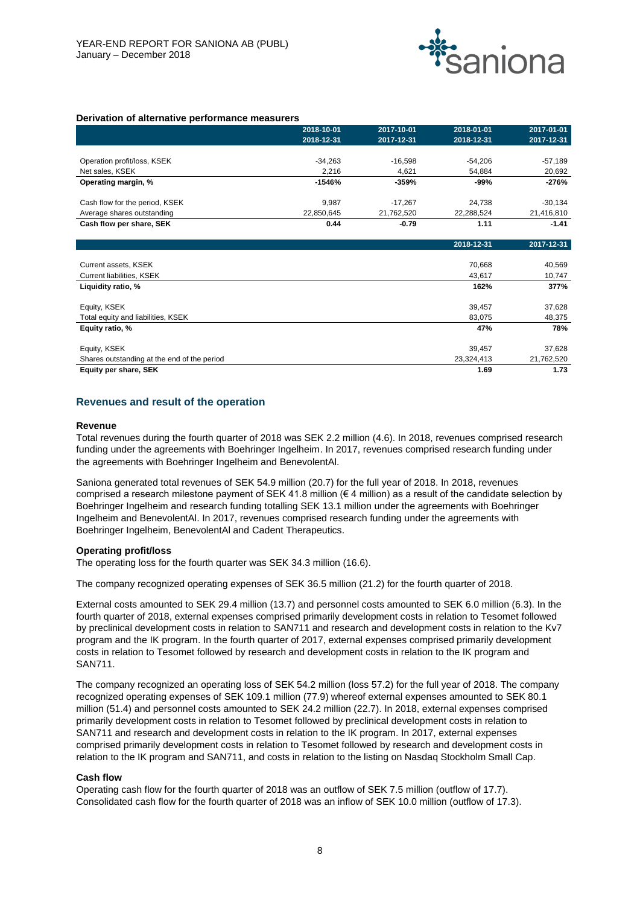**Derivation of alternative performance measurers**

| | 2018-10-01<br>2018-12-31 | 2017-10-01<br>2017-12-31 | 2018-01-01<br>2018-12-31 | 2017-01-01<br>2017-12-31 |
|---|---|---|---|---|
| Operation profit/loss, KSEK | -34,263 | -16,598 | -54,206 | -57,189 |
| Net sales, KSEK | 2,216 | 4,621 | 54,884 | 20,692 |
| **Operating margin, %** | **-1546%** | **-359%** | **-99%** | **-276%** |
| Cash flow for the period, KSEK | 9,987 | -17,267 | 24,738 | -30,134 |
| Average shares outstanding | 22,850,645 | 21,762,520 | 22,288,524 | 21,416,810 |
| **Cash flow per share, SEK** | **0.44** | **-0.79** | **1.11** | **-1.41** |

| | 2018-12-31 | 2017-12-31 |
|---|---|---|
| Current assets, KSEK | 70,668 | 40,569 |
| Current liabilities, KSEK | 43,617 | 10,747 |
| **Liquidity ratio, %** | **162%** | **377%** |
| Equity, KSEK | 39,457 | 37,628 |
| Total equity and liabilities, KSEK | 83,075 | 48,375 |
| **Equity ratio, %** | **47%** | **78%** |
| Equity, KSEK | 39,457 | 37,628 |
| Shares outstanding at the end of the period | 23,324,413 | 21,762,520 |
| **Equity per share, SEK** | **1.69** | **1.73** |

## Revenues and result of the operation

### Revenue

Total revenues during the fourth quarter of 2018 was SEK 2.2 million (4.6). In 2018, revenues comprised research funding under the agreements with Boehringer Ingelheim. In 2017, revenues comprised research funding under the agreements with Boehringer Ingelheim and BenevolentAI.

Saniona generated total revenues of SEK 54.9 million (20.7) for the full year of 2018. In 2018, revenues comprised a research milestone payment of SEK 41.8 million (€ 4 million) as a result of the candidate selection by Boehringer Ingelheim and research funding totalling SEK 13.1 million under the agreements with Boehringer Ingelheim and BenevolentAI. In 2017, revenues comprised research funding under the agreements with Boehringer Ingelheim, BenevolentAI and Cadent Therapeutics.

### Operating profit/loss

The operating loss for the fourth quarter was SEK 34.3 million (16.6).

The company recognized operating expenses of SEK 36.5 million (21.2) for the fourth quarter of 2018.

External costs amounted to SEK 29.4 million (13.7) and personnel costs amounted to SEK 6.0 million (6.3). In the fourth quarter of 2018, external expenses comprised primarily development costs in relation to Tesomet followed by preclinical development costs in relation to SAN711 and research and development costs in relation to the Kv7 program and the IK program. In the fourth quarter of 2017, external expenses comprised primarily development costs in relation to Tesomet followed by research and development costs in relation to the IK program and SAN711.

The company recognized an operating loss of SEK 54.2 million (loss 57.2) for the full year of 2018. The company recognized operating expenses of SEK 109.1 million (77.9) whereof external expenses amounted to SEK 80.1 million (51.4) and personnel costs amounted to SEK 24.2 million (22.7). In 2018, external expenses comprised primarily development costs in relation to Tesomet followed by preclinical development costs in relation to SAN711 and research and development costs in relation to the IK program. In 2017, external expenses comprised primarily development costs in relation to Tesomet followed by research and development costs in relation to the IK program and SAN711, and costs in relation to the listing on Nasdaq Stockholm Small Cap.

### Cash flow

Operating cash flow for the fourth quarter of 2018 was an outflow of SEK 7.5 million (outflow of 17.7). Consolidated cash flow for the fourth quarter of 2018 was an inflow of SEK 10.0 million (outflow of 17.3).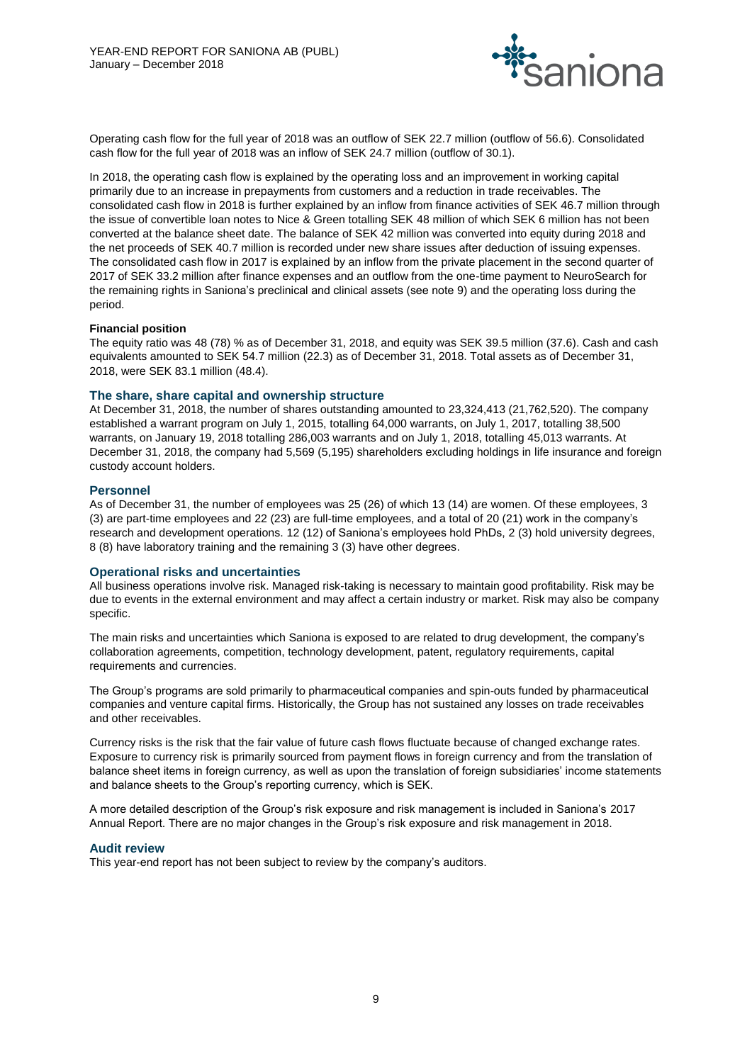Operating cash flow for the full year of 2018 was an outflow of SEK 22.7 million (outflow of 56.6). Consolidated cash flow for the full year of 2018 was an inflow of SEK 24.7 million (outflow of 30.1).

In 2018, the operating cash flow is explained by the operating loss and an improvement in working capital primarily due to an increase in prepayments from customers and a reduction in trade receivables. The consolidated cash flow in 2018 is further explained by an inflow from finance activities of SEK 46.7 million through the issue of convertible loan notes to Nice & Green totalling SEK 48 million of which SEK 6 million has not been converted at the balance sheet date. The balance of SEK 42 million was converted into equity during 2018 and the net proceeds of SEK 40.7 million is recorded under new share issues after deduction of issuing expenses. The consolidated cash flow in 2017 is explained by an inflow from the private placement in the second quarter of 2017 of SEK 33.2 million after finance expenses and an outflow from the one-time payment to NeuroSearch for the remaining rights in Saniona's preclinical and clinical assets (see note 9) and the operating loss during the period.

**Financial position**

The equity ratio was 48 (78) % as of December 31, 2018, and equity was SEK 39.5 million (37.6). Cash and cash equivalents amounted to SEK 54.7 million (22.3) as of December 31, 2018. Total assets as of December 31, 2018, were SEK 83.1 million (48.4).

## The share, share capital and ownership structure

At December 31, 2018, the number of shares outstanding amounted to 23,324,413 (21,762,520). The company established a warrant program on July 1, 2015, totalling 64,000 warrants, on July 1, 2017, totalling 38,500 warrants, on January 19, 2018 totalling 286,003 warrants and on July 1, 2018, totalling 45,013 warrants. At December 31, 2018, the company had 5,569 (5,195) shareholders excluding holdings in life insurance and foreign custody account holders.

## Personnel

As of December 31, the number of employees was 25 (26) of which 13 (14) are women. Of these employees, 3 (3) are part-time employees and 22 (23) are full-time employees, and a total of 20 (21) work in the company's research and development operations. 12 (12) of Saniona's employees hold PhDs, 2 (3) hold university degrees, 8 (8) have laboratory training and the remaining 3 (3) have other degrees.

## Operational risks and uncertainties

All business operations involve risk. Managed risk-taking is necessary to maintain good profitability. Risk may be due to events in the external environment and may affect a certain industry or market. Risk may also be company specific.

The main risks and uncertainties which Saniona is exposed to are related to drug development, the company's collaboration agreements, competition, technology development, patent, regulatory requirements, capital requirements and currencies.

The Group's programs are sold primarily to pharmaceutical companies and spin-outs funded by pharmaceutical companies and venture capital firms. Historically, the Group has not sustained any losses on trade receivables and other receivables.

Currency risks is the risk that the fair value of future cash flows fluctuate because of changed exchange rates. Exposure to currency risk is primarily sourced from payment flows in foreign currency and from the translation of balance sheet items in foreign currency, as well as upon the translation of foreign subsidiaries' income statements and balance sheets to the Group's reporting currency, which is SEK.

A more detailed description of the Group's risk exposure and risk management is included in Saniona's 2017 Annual Report. There are no major changes in the Group's risk exposure and risk management in 2018.

## Audit review

This year-end report has not been subject to review by the company's auditors.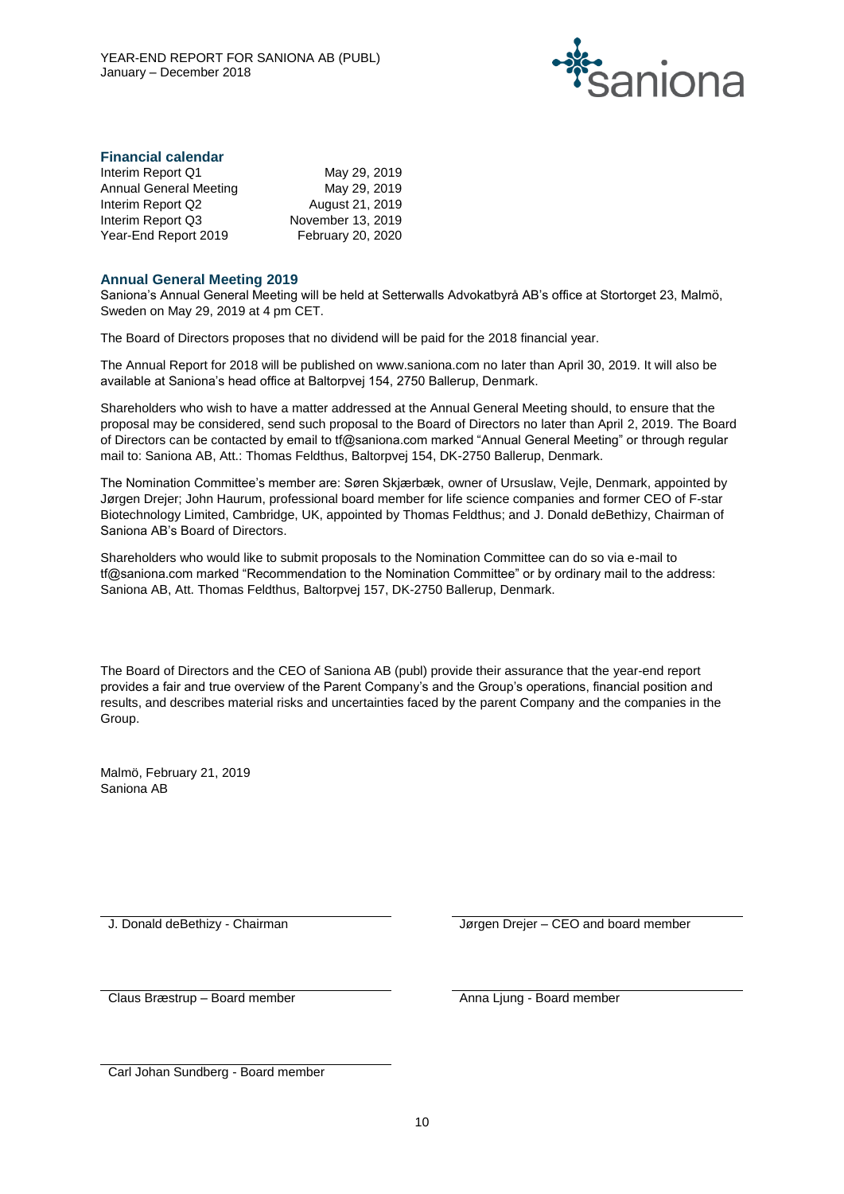## Financial calendar

| | |
|---|---|
| Interim Report Q1 | May 29, 2019 |
| Annual General Meeting | May 29, 2019 |
| Interim Report Q2 | August 21, 2019 |
| Interim Report Q3 | November 13, 2019 |
| Year-End Report 2019 | February 20, 2020 |

## Annual General Meeting 2019

Saniona's Annual General Meeting will be held at Setterwalls Advokatbyrå AB's office at Stortorget 23, Malmö, Sweden on May 29, 2019 at 4 pm CET.

The Board of Directors proposes that no dividend will be paid for the 2018 financial year.

The Annual Report for 2018 will be published on www.saniona.com no later than April 30, 2019. It will also be available at Saniona's head office at Baltorpvej 154, 2750 Ballerup, Denmark.

Shareholders who wish to have a matter addressed at the Annual General Meeting should, to ensure that the proposal may be considered, send such proposal to the Board of Directors no later than April 2, 2019. The Board of Directors can be contacted by email to tf@saniona.com marked "Annual General Meeting" or through regular mail to: Saniona AB, Att.: Thomas Feldthus, Baltorpvej 154, DK-2750 Ballerup, Denmark.

The Nomination Committee's member are: Søren Skjærbæk, owner of Ursuslaw, Vejle, Denmark, appointed by Jørgen Drejer; John Haurum, professional board member for life science companies and former CEO of F-star Biotechnology Limited, Cambridge, UK, appointed by Thomas Feldthus; and J. Donald deBethizy, Chairman of Saniona AB's Board of Directors.

Shareholders who would like to submit proposals to the Nomination Committee can do so via e-mail to tf@saniona.com marked "Recommendation to the Nomination Committee" or by ordinary mail to the address: Saniona AB, Att. Thomas Feldthus, Baltorpvej 157, DK-2750 Ballerup, Denmark.

The Board of Directors and the CEO of Saniona AB (publ) provide their assurance that the year-end report provides a fair and true overview of the Parent Company's and the Group's operations, financial position and results, and describes material risks and uncertainties faced by the parent Company and the companies in the Group.

Malmö, February 21, 2019
Saniona AB

J. Donald deBethizy - Chairman

Jørgen Drejer – CEO and board member

Claus Bræstrup – Board member

Anna Ljung - Board member

Carl Johan Sundberg - Board member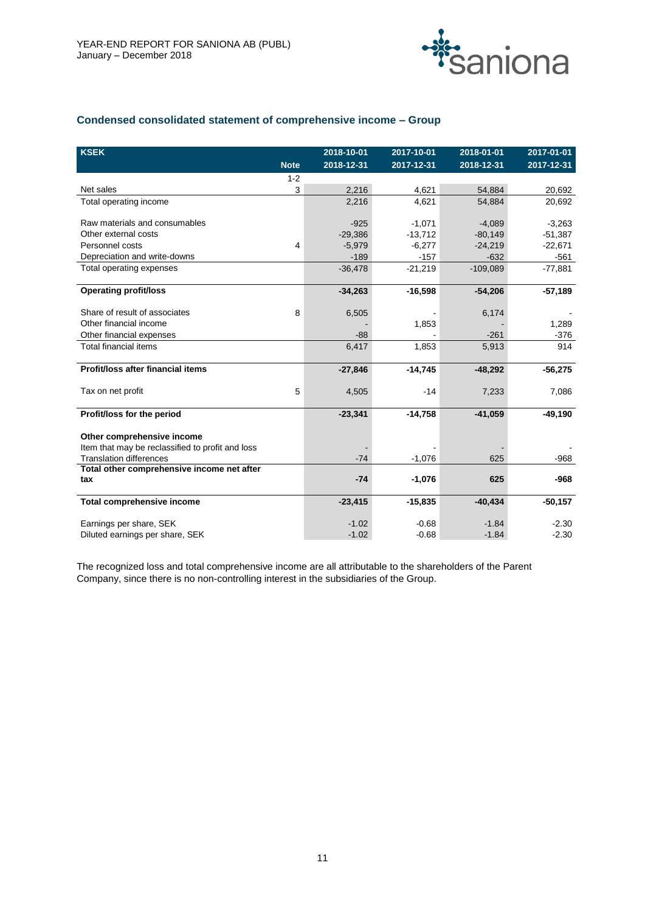## Condensed consolidated statement of comprehensive income – Group

| KSEK | Note | 2018-10-01<br>2018-12-31 | 2017-10-01<br>2017-12-31 | 2018-01-01<br>2018-12-31 | 2017-01-01<br>2017-12-31 |
|---|---|---|---|---|---|
| | 1-2 | | | | |
| Net sales | 3 | 2,216 | 4,621 | 54,884 | 20,692 |
| Total operating income | | 2,216 | 4,621 | 54,884 | 20,692 |
| | | | | | |
| Raw materials and consumables | | -925 | -1,071 | -4,089 | -3,263 |
| Other external costs | | -29,386 | -13,712 | -80,149 | -51,387 |
| Personnel costs | 4 | -5,979 | -6,277 | -24,219 | -22,671 |
| Depreciation and write-downs | | -189 | -157 | -632 | -561 |
| Total operating expenses | | -36,478 | -21,219 | -109,089 | -77,881 |
| | | | | | |
| **Operating profit/loss** | | **-34,263** | **-16,598** | **-54,206** | **-57,189** |
| | | | | | |
| Share of result of associates | 8 | 6,505 | - | 6,174 | - |
| Other financial income | | - | 1,853 | - | 1,289 |
| Other financial expenses | | -88 | - | -261 | -376 |
| Total financial items | | 6,417 | 1,853 | 5,913 | 914 |
| | | | | | |
| **Profit/loss after financial items** | | **-27,846** | **-14,745** | **-48,292** | **-56,275** |
| | | | | | |
| Tax on net profit | 5 | 4,505 | -14 | 7,233 | 7,086 |
| | | | | | |
| **Profit/loss for the period** | | **-23,341** | **-14,758** | **-41,059** | **-49,190** |
| | | | | | |
| **Other comprehensive income** | | | | | |
| Item that may be reclassified to profit and loss | | - | - | - | - |
| Translation differences | | -74 | -1,076 | 625 | -968 |
| **Total other comprehensive income net after tax** | | **-74** | **-1,076** | **625** | **-968** |
| | | | | | |
| **Total comprehensive income** | | **-23,415** | **-15,835** | **-40,434** | **-50,157** |
| | | | | | |
| Earnings per share, SEK | | -1.02 | -0.68 | -1.84 | -2.30 |
| Diluted earnings per share, SEK | | -1.02 | -0.68 | -1.84 | -2.30 |

The recognized loss and total comprehensive income are all attributable to the shareholders of the Parent Company, since there is no non-controlling interest in the subsidiaries of the Group.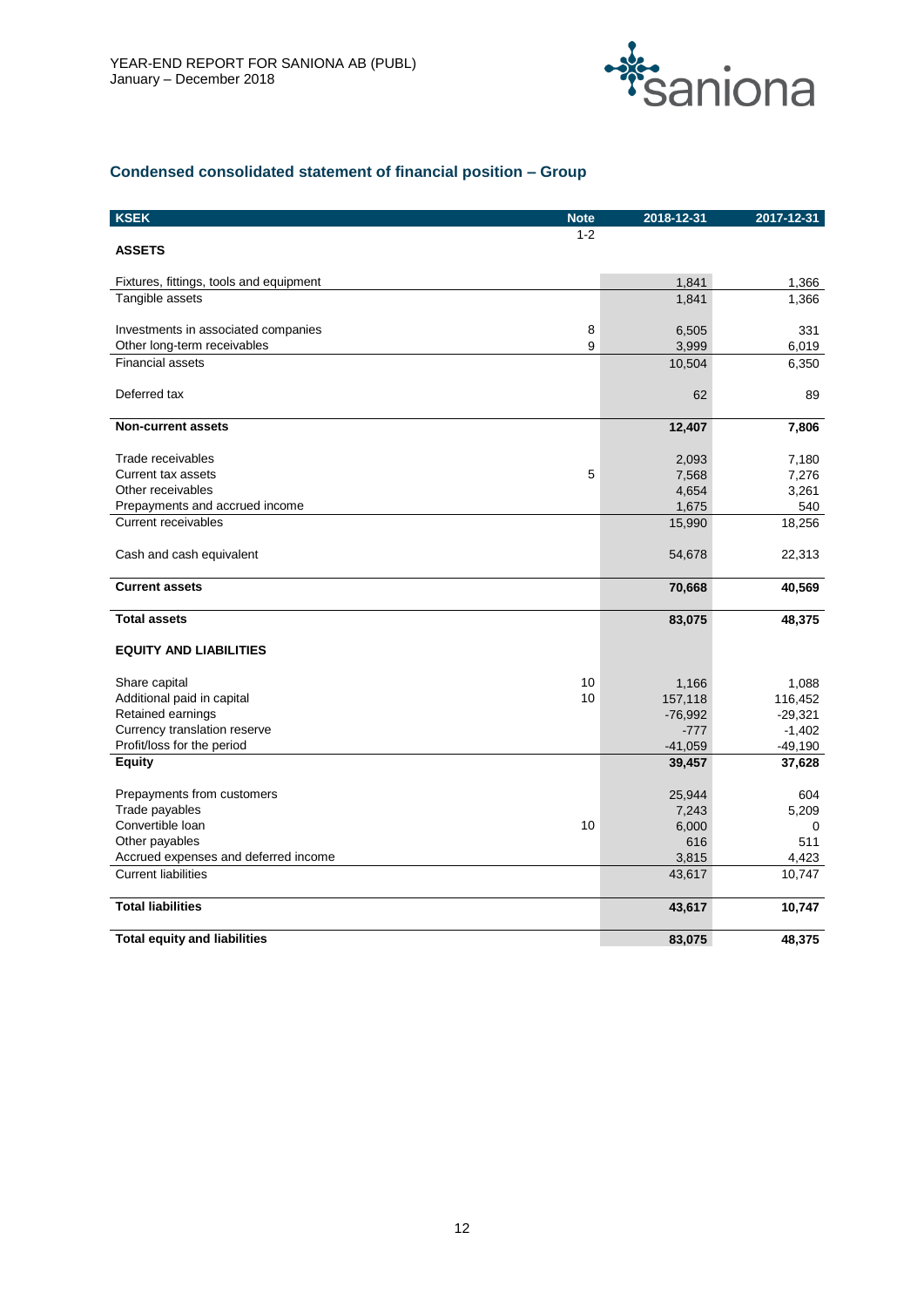## Condensed consolidated statement of financial position – Group

| KSEK | Note | 2018-12-31 | 2017-12-31 |
|---|---|---|---|
| | 1-2 | | |
| **ASSETS** | | | |
| Fixtures, fittings, tools and equipment | | 1,841 | 1,366 |
| Tangible assets | | 1,841 | 1,366 |
| Investments in associated companies | 8 | 6,505 | 331 |
| Other long-term receivables | 9 | 3,999 | 6,019 |
| Financial assets | | 10,504 | 6,350 |
| Deferred tax | | 62 | 89 |
| **Non-current assets** | | **12,407** | **7,806** |
| Trade receivables | | 2,093 | 7,180 |
| Current tax assets | 5 | 7,568 | 7,276 |
| Other receivables | | 4,654 | 3,261 |
| Prepayments and accrued income | | 1,675 | 540 |
| Current receivables | | 15,990 | 18,256 |
| Cash and cash equivalent | | 54,678 | 22,313 |
| **Current assets** | | **70,668** | **40,569** |
| **Total assets** | | **83,075** | **48,375** |
| **EQUITY AND LIABILITIES** | | | |
| Share capital | 10 | 1,166 | 1,088 |
| Additional paid in capital | 10 | 157,118 | 116,452 |
| Retained earnings | | -76,992 | -29,321 |
| Currency translation reserve | | -777 | -1,402 |
| Profit/loss for the period | | -41,059 | -49,190 |
| **Equity** | | **39,457** | **37,628** |
| Prepayments from customers | | 25,944 | 604 |
| Trade payables | | 7,243 | 5,209 |
| Convertible loan | 10 | 6,000 | 0 |
| Other payables | | 616 | 511 |
| Accrued expenses and deferred income | | 3,815 | 4,423 |
| Current liabilities | | 43,617 | 10,747 |
| **Total liabilities** | | **43,617** | **10,747** |
| **Total equity and liabilities** | | **83,075** | **48,375** |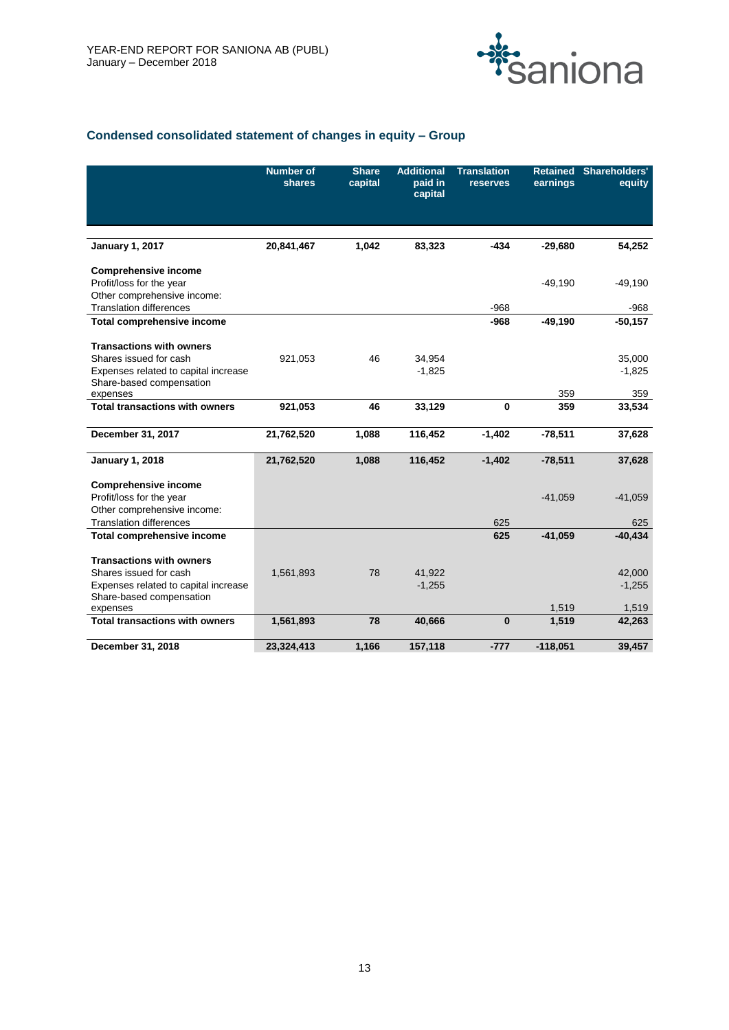## Condensed consolidated statement of changes in equity – Group

| | Number of shares | Share capital | Additional paid in capital | Translation reserves | Retained earnings | Shareholders' equity |
|---|---|---|---|---|---|---|
| **January 1, 2017** | **20,841,467** | **1,042** | **83,323** | **-434** | **-29,680** | **54,252** |
| **Comprehensive income** | | | | | | |
| Profit/loss for the year | | | | | -49,190 | -49,190 |
| Other comprehensive income: | | | | | | |
| Translation differences | | | | -968 | | -968 |
| **Total comprehensive income** | | | | **-968** | **-49,190** | **-50,157** |
| **Transactions with owners** | | | | | | |
| Shares issued for cash | 921,053 | 46 | 34,954 | | | 35,000 |
| Expenses related to capital increase | | | -1,825 | | | -1,825 |
| Share-based compensation expenses | | | | | 359 | 359 |
| **Total transactions with owners** | **921,053** | **46** | **33,129** | **0** | **359** | **33,534** |
| **December 31, 2017** | **21,762,520** | **1,088** | **116,452** | **-1,402** | **-78,511** | **37,628** |
| **January 1, 2018** | **21,762,520** | **1,088** | **116,452** | **-1,402** | **-78,511** | **37,628** |
| **Comprehensive income** | | | | | | |
| Profit/loss for the year | | | | | -41,059 | -41,059 |
| Other comprehensive income: | | | | | | |
| Translation differences | | | | 625 | | 625 |
| **Total comprehensive income** | | | | **625** | **-41,059** | **-40,434** |
| **Transactions with owners** | | | | | | |
| Shares issued for cash | 1,561,893 | 78 | 41,922 | | | 42,000 |
| Expenses related to capital increase | | | -1,255 | | | -1,255 |
| Share-based compensation expenses | | | | | 1,519 | 1,519 |
| **Total transactions with owners** | **1,561,893** | **78** | **40,666** | **0** | **1,519** | **42,263** |
| **December 31, 2018** | **23,324,413** | **1,166** | **157,118** | **-777** | **-118,051** | **39,457** |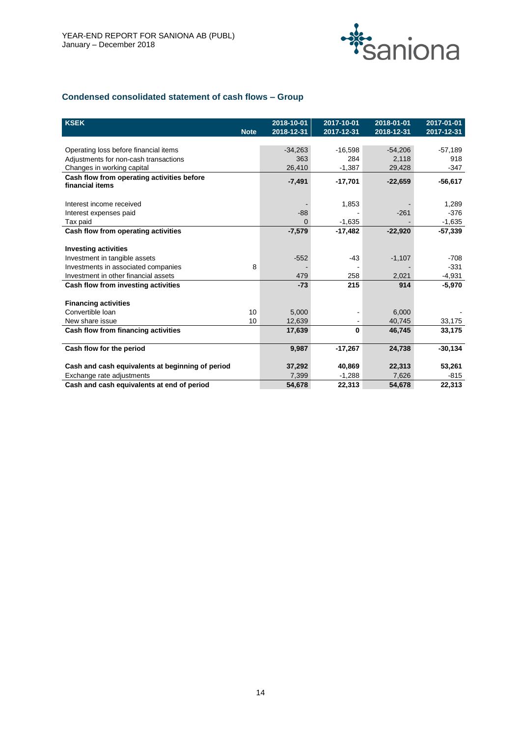## Condensed consolidated statement of cash flows – Group

| KSEK | Note | 2018-10-01 2018-12-31 | 2017-10-01 2017-12-31 | 2018-01-01 2018-12-31 | 2017-01-01 2017-12-31 |
|---|---|---|---|---|---|
| Operating loss before financial items | | -34,263 | -16,598 | -54,206 | -57,189 |
| Adjustments for non-cash transactions | | 363 | 284 | 2,118 | 918 |
| Changes in working capital | | 26,410 | -1,387 | 29,428 | -347 |
| **Cash flow from operating activities before financial items** | | **-7,491** | **-17,701** | **-22,659** | **-56,617** |
| Interest income received | | - | 1,853 | - | 1,289 |
| Interest expenses paid | | -88 | - | -261 | -376 |
| Tax paid | | 0 | -1,635 | - | -1,635 |
| **Cash flow from operating activities** | | **-7,579** | **-17,482** | **-22,920** | **-57,339** |
| **Investing activities** | | | | | |
| Investment in tangible assets | | -552 | -43 | -1,107 | -708 |
| Investments in associated companies | 8 | - | - | - | -331 |
| Investment in other financial assets | | 479 | 258 | 2,021 | -4,931 |
| **Cash flow from investing activities** | | **-73** | **215** | **914** | **-5,970** |
| **Financing activities** | | | | | |
| Convertible loan | 10 | 5,000 | - | 6,000 | - |
| New share issue | 10 | 12,639 | - | 40,745 | 33,175 |
| **Cash flow from financing activities** | | **17,639** | **0** | **46,745** | **33,175** |
| **Cash flow for the period** | | **9,987** | **-17,267** | **24,738** | **-30,134** |
| **Cash and cash equivalents at beginning of period** | | **37,292** | **40,869** | **22,313** | **53,261** |
| Exchange rate adjustments | | 7,399 | -1,288 | 7,626 | -815 |
| **Cash and cash equivalents at end of period** | | **54,678** | **22,313** | **54,678** | **22,313** |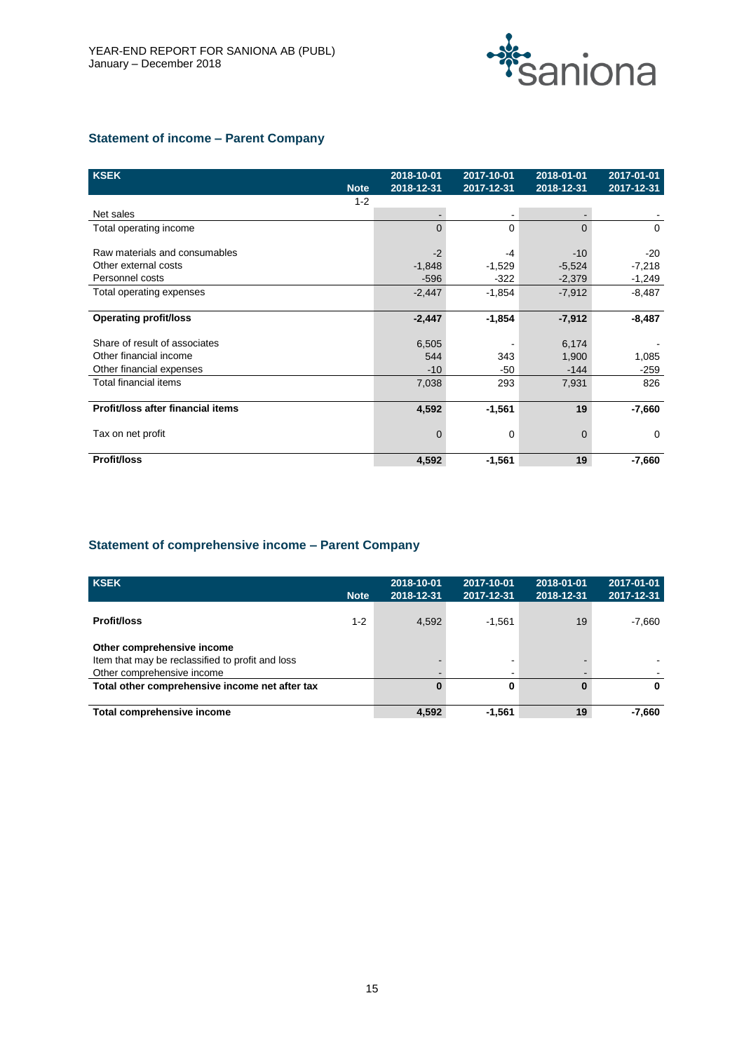## Statement of income – Parent Company

| KSEK | Note | 2018-10-01<br>2018-12-31 | 2017-10-01<br>2017-12-31 | 2018-01-01<br>2018-12-31 | 2017-01-01<br>2017-12-31 |
|---|---|---|---|---|---|
| | 1-2 | | | | |
| Net sales | | - | - | - | - |
| Total operating income | | 0 | 0 | 0 | 0 |
| | | | | | |
| Raw materials and consumables | | -2 | -4 | -10 | -20 |
| Other external costs | | -1,848 | -1,529 | -5,524 | -7,218 |
| Personnel costs | | -596 | -322 | -2,379 | -1,249 |
| Total operating expenses | | -2,447 | -1,854 | -7,912 | -8,487 |
| | | | | | |
| **Operating profit/loss** | | **-2,447** | **-1,854** | **-7,912** | **-8,487** |
| | | | | | |
| Share of result of associates | | 6,505 | - | 6,174 | - |
| Other financial income | | 544 | 343 | 1,900 | 1,085 |
| Other financial expenses | | -10 | -50 | -144 | -259 |
| Total financial items | | 7,038 | 293 | 7,931 | 826 |
| | | | | | |
| **Profit/loss after financial items** | | **4,592** | **-1,561** | **19** | **-7,660** |
| | | | | | |
| Tax on net profit | | 0 | 0 | 0 | 0 |
| | | | | | |
| **Profit/loss** | | **4,592** | **-1,561** | **19** | **-7,660** |

## Statement of comprehensive income – Parent Company

| KSEK | Note | 2018-10-01<br>2018-12-31 | 2017-10-01<br>2017-12-31 | 2018-01-01<br>2018-12-31 | 2017-01-01<br>2017-12-31 |
|---|---|---|---|---|---|
| **Profit/loss** | 1-2 | 4,592 | -1,561 | 19 | -7,660 |
| | | | | | |
| **Other comprehensive income** | | | | | |
| Item that may be reclassified to profit and loss | | - | - | - | - |
| Other comprehensive income | | - | - | - | - |
| **Total other comprehensive income net after tax** | | **0** | **0** | **0** | **0** |
| | | | | | |
| **Total comprehensive income** | | **4,592** | **-1,561** | **19** | **-7,660** |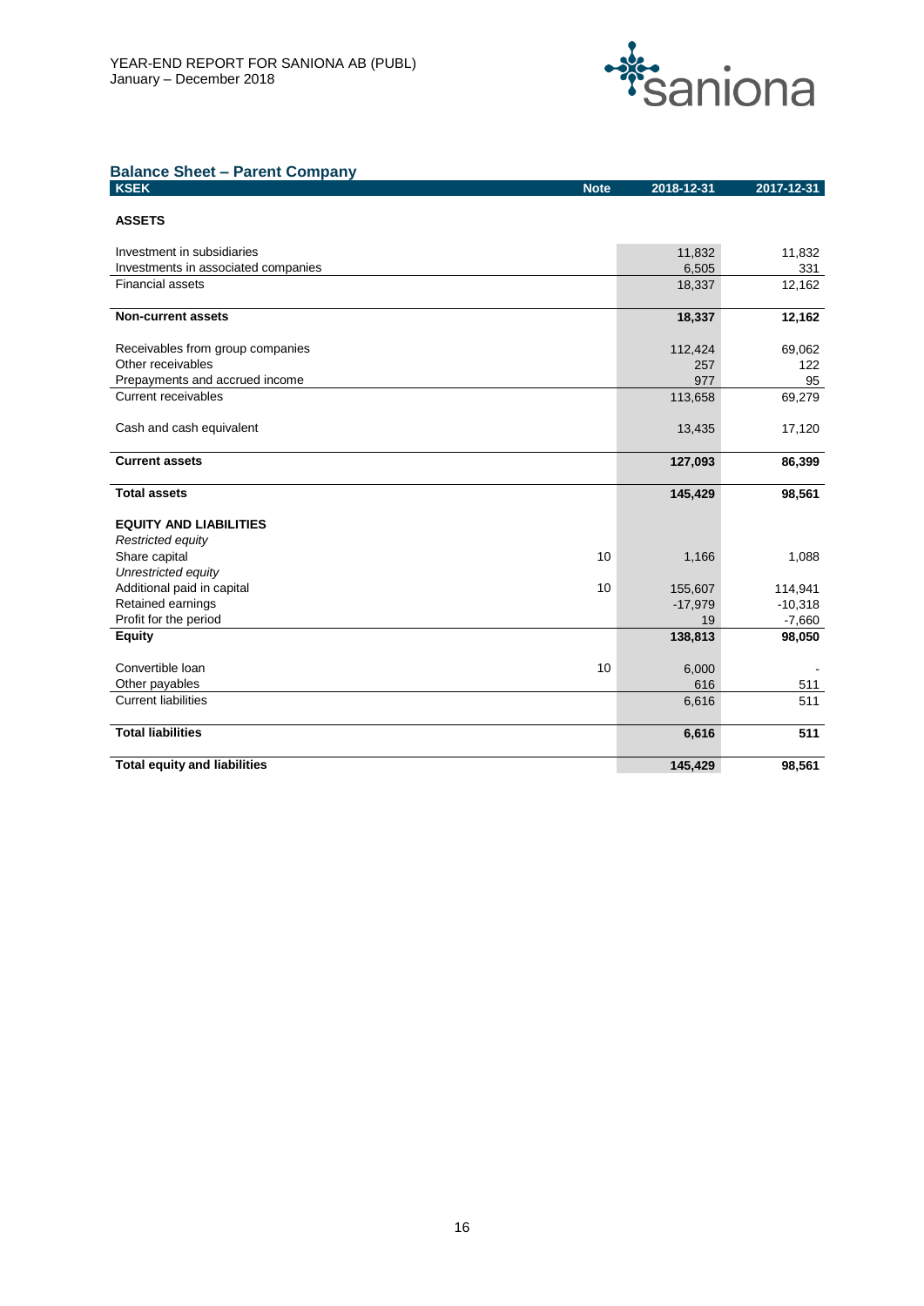## Balance Sheet – Parent Company

| KSEK | Note | 2018-12-31 | 2017-12-31 |
|---|---|---|---|
| **ASSETS** | | | |
| Investment in subsidiaries | | 11,832 | 11,832 |
| Investments in associated companies | | 6,505 | 331 |
| Financial assets | | 18,337 | 12,162 |
| **Non-current assets** | | **18,337** | **12,162** |
| Receivables from group companies | | 112,424 | 69,062 |
| Other receivables | | 257 | 122 |
| Prepayments and accrued income | | 977 | 95 |
| Current receivables | | 113,658 | 69,279 |
| Cash and cash equivalent | | 13,435 | 17,120 |
| **Current assets** | | **127,093** | **86,399** |
| **Total assets** | | **145,429** | **98,561** |
| **EQUITY AND LIABILITIES** | | | |
| *Restricted equity* | | | |
| Share capital | 10 | 1,166 | 1,088 |
| *Unrestricted equity* | | | |
| Additional paid in capital | 10 | 155,607 | 114,941 |
| Retained earnings | | -17,979 | -10,318 |
| Profit for the period | | 19 | -7,660 |
| **Equity** | | **138,813** | **98,050** |
| Convertible loan | 10 | 6,000 | - |
| Other payables | | 616 | 511 |
| Current liabilities | | 6,616 | 511 |
| **Total liabilities** | | **6,616** | **511** |
| **Total equity and liabilities** | | **145,429** | **98,561** |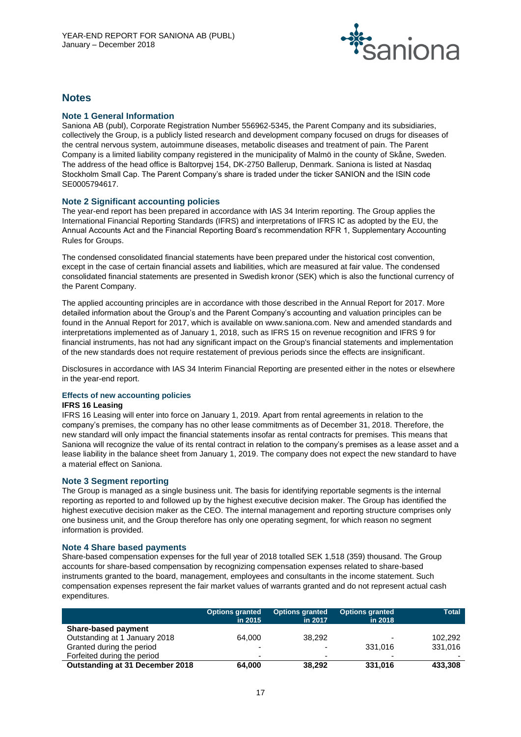# Notes

## Note 1 General Information

Saniona AB (publ), Corporate Registration Number 556962-5345, the Parent Company and its subsidiaries, collectively the Group, is a publicly listed research and development company focused on drugs for diseases of the central nervous system, autoimmune diseases, metabolic diseases and treatment of pain. The Parent Company is a limited liability company registered in the municipality of Malmö in the county of Skåne, Sweden. The address of the head office is Baltorpvej 154, DK-2750 Ballerup, Denmark. Saniona is listed at Nasdaq Stockholm Small Cap. The Parent Company's share is traded under the ticker SANION and the ISIN code SE0005794617.

## Note 2 Significant accounting policies

The year-end report has been prepared in accordance with IAS 34 Interim reporting. The Group applies the International Financial Reporting Standards (IFRS) and interpretations of IFRS IC as adopted by the EU, the Annual Accounts Act and the Financial Reporting Board's recommendation RFR 1, Supplementary Accounting Rules for Groups.

The condensed consolidated financial statements have been prepared under the historical cost convention, except in the case of certain financial assets and liabilities, which are measured at fair value. The condensed consolidated financial statements are presented in Swedish kronor (SEK) which is also the functional currency of the Parent Company.

The applied accounting principles are in accordance with those described in the Annual Report for 2017. More detailed information about the Group's and the Parent Company's accounting and valuation principles can be found in the Annual Report for 2017, which is available on www.saniona.com. New and amended standards and interpretations implemented as of January 1, 2018, such as IFRS 15 on revenue recognition and IFRS 9 for financial instruments, has not had any significant impact on the Group's financial statements and implementation of the new standards does not require restatement of previous periods since the effects are insignificant.

Disclosures in accordance with IAS 34 Interim Financial Reporting are presented either in the notes or elsewhere in the year-end report.

### Effects of new accounting policies

**IFRS 16 Leasing**

IFRS 16 Leasing will enter into force on January 1, 2019. Apart from rental agreements in relation to the company's premises, the company has no other lease commitments as of December 31, 2018. Therefore, the new standard will only impact the financial statements insofar as rental contracts for premises. This means that Saniona will recognize the value of its rental contract in relation to the company's premises as a lease asset and a lease liability in the balance sheet from January 1, 2019. The company does not expect the new standard to have a material effect on Saniona.

## Note 3 Segment reporting

The Group is managed as a single business unit. The basis for identifying reportable segments is the internal reporting as reported to and followed up by the highest executive decision maker. The Group has identified the highest executive decision maker as the CEO. The internal management and reporting structure comprises only one business unit, and the Group therefore has only one operating segment, for which reason no segment information is provided.

## Note 4 Share based payments

Share-based compensation expenses for the full year of 2018 totalled SEK 1,518 (359) thousand. The Group accounts for share-based compensation by recognizing compensation expenses related to share-based instruments granted to the board, management, employees and consultants in the income statement. Such compensation expenses represent the fair market values of warrants granted and do not represent actual cash expenditures.

| | Options granted in 2015 | Options granted in 2017 | Options granted in 2018 | Total |
|---|---|---|---|---|
| **Share-based payment** | | | | |
| Outstanding at 1 January 2018 | 64,000 | 38,292 | - | 102,292 |
| Granted during the period | - | - | 331,016 | 331,016 |
| Forfeited during the period | - | - | - | - |
| **Outstanding at 31 December 2018** | **64,000** | **38,292** | **331,016** | **433,308** |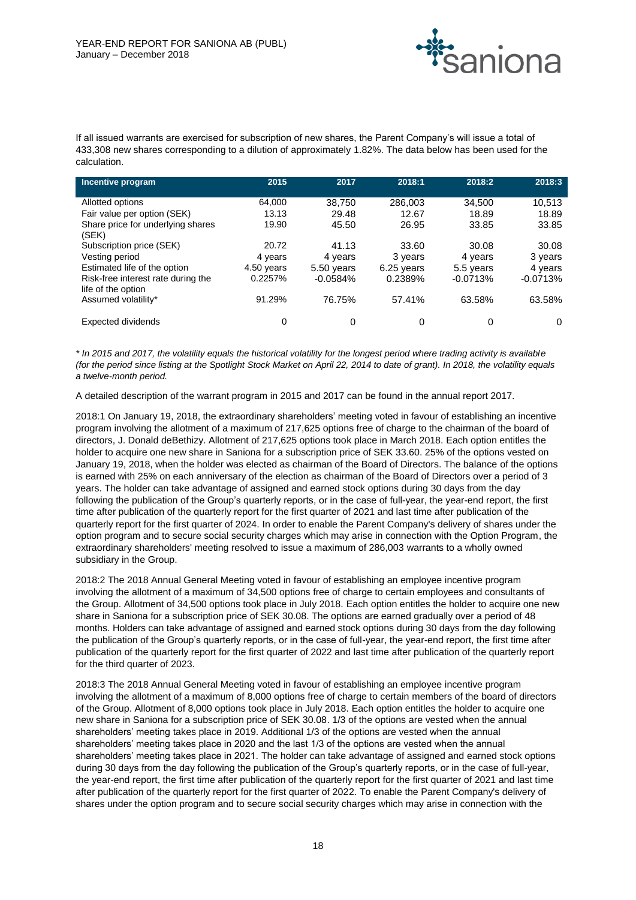If all issued warrants are exercised for subscription of new shares, the Parent Company's will issue a total of 433,308 new shares corresponding to a dilution of approximately 1.82%. The data below has been used for the calculation.

| Incentive program | 2015 | 2017 | 2018:1 | 2018:2 | 2018:3 |
|---|---|---|---|---|---|
| Allotted options | 64,000 | 38,750 | 286,003 | 34,500 | 10,513 |
| Fair value per option (SEK) | 13.13 | 29.48 | 12.67 | 18.89 | 18.89 |
| Share price for underlying shares (SEK) | 19.90 | 45.50 | 26.95 | 33.85 | 33.85 |
| Subscription price (SEK) | 20.72 | 41.13 | 33.60 | 30.08 | 30.08 |
| Vesting period | 4 years | 4 years | 3 years | 4 years | 3 years |
| Estimated life of the option | 4.50 years | 5.50 years | 6.25 years | 5.5 years | 4 years |
| Risk-free interest rate during the life of the option | 0.2257% | -0.0584% | 0.2389% | -0.0713% | -0.0713% |
| Assumed volatility* | 91.29% | 76.75% | 57.41% | 63.58% | 63.58% |
| Expected dividends | 0 | 0 | 0 | 0 | 0 |

*\* In 2015 and 2017, the volatility equals the historical volatility for the longest period where trading activity is available (for the period since listing at the Spotlight Stock Market on April 22, 2014 to date of grant). In 2018, the volatility equals a twelve-month period.*

A detailed description of the warrant program in 2015 and 2017 can be found in the annual report 2017.

2018:1 On January 19, 2018, the extraordinary shareholders' meeting voted in favour of establishing an incentive program involving the allotment of a maximum of 217,625 options free of charge to the chairman of the board of directors, J. Donald deBethizy. Allotment of 217,625 options took place in March 2018. Each option entitles the holder to acquire one new share in Saniona for a subscription price of SEK 33.60. 25% of the options vested on January 19, 2018, when the holder was elected as chairman of the Board of Directors. The balance of the options is earned with 25% on each anniversary of the election as chairman of the Board of Directors over a period of 3 years. The holder can take advantage of assigned and earned stock options during 30 days from the day following the publication of the Group's quarterly reports, or in the case of full-year, the year-end report, the first time after publication of the quarterly report for the first quarter of 2021 and last time after publication of the quarterly report for the first quarter of 2024. In order to enable the Parent Company's delivery of shares under the option program and to secure social security charges which may arise in connection with the Option Program, the extraordinary shareholders' meeting resolved to issue a maximum of 286,003 warrants to a wholly owned subsidiary in the Group.

2018:2 The 2018 Annual General Meeting voted in favour of establishing an employee incentive program involving the allotment of a maximum of 34,500 options free of charge to certain employees and consultants of the Group. Allotment of 34,500 options took place in July 2018. Each option entitles the holder to acquire one new share in Saniona for a subscription price of SEK 30.08. The options are earned gradually over a period of 48 months. Holders can take advantage of assigned and earned stock options during 30 days from the day following the publication of the Group's quarterly reports, or in the case of full-year, the year-end report, the first time after publication of the quarterly report for the first quarter of 2022 and last time after publication of the quarterly report for the third quarter of 2023.

2018:3 The 2018 Annual General Meeting voted in favour of establishing an employee incentive program involving the allotment of a maximum of 8,000 options free of charge to certain members of the board of directors of the Group. Allotment of 8,000 options took place in July 2018. Each option entitles the holder to acquire one new share in Saniona for a subscription price of SEK 30.08. 1/3 of the options are vested when the annual shareholders' meeting takes place in 2019. Additional 1/3 of the options are vested when the annual shareholders' meeting takes place in 2020 and the last 1/3 of the options are vested when the annual shareholders' meeting takes place in 2021. The holder can take advantage of assigned and earned stock options during 30 days from the day following the publication of the Group's quarterly reports, or in the case of full-year, the year-end report, the first time after publication of the quarterly report for the first quarter of 2021 and last time after publication of the quarterly report for the first quarter of 2022. To enable the Parent Company's delivery of shares under the option program and to secure social security charges which may arise in connection with the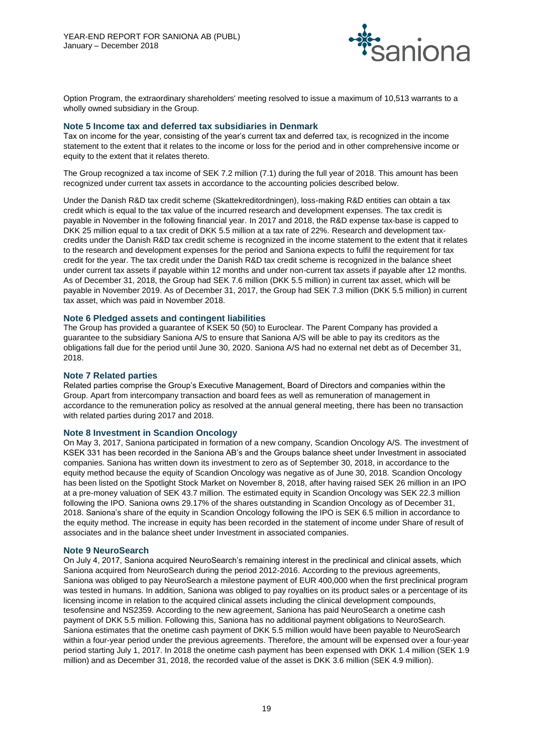Option Program, the extraordinary shareholders' meeting resolved to issue a maximum of 10,513 warrants to a wholly owned subsidiary in the Group.

### Note 5 Income tax and deferred tax subsidiaries in Denmark

Tax on income for the year, consisting of the year's current tax and deferred tax, is recognized in the income statement to the extent that it relates to the income or loss for the period and in other comprehensive income or equity to the extent that it relates thereto.

The Group recognized a tax income of SEK 7.2 million (7.1) during the full year of 2018. This amount has been recognized under current tax assets in accordance to the accounting policies described below.

Under the Danish R&D tax credit scheme (Skattekreditordningen), loss-making R&D entities can obtain a tax credit which is equal to the tax value of the incurred research and development expenses. The tax credit is payable in November in the following financial year. In 2017 and 2018, the R&D expense tax-base is capped to DKK 25 million equal to a tax credit of DKK 5.5 million at a tax rate of 22%. Research and development tax-credits under the Danish R&D tax credit scheme is recognized in the income statement to the extent that it relates to the research and development expenses for the period and Saniona expects to fulfil the requirement for tax credit for the year. The tax credit under the Danish R&D tax credit scheme is recognized in the balance sheet under current tax assets if payable within 12 months and under non-current tax assets if payable after 12 months. As of December 31, 2018, the Group had SEK 7.6 million (DKK 5.5 million) in current tax asset, which will be payable in November 2019. As of December 31, 2017, the Group had SEK 7.3 million (DKK 5.5 million) in current tax asset, which was paid in November 2018.

### Note 6 Pledged assets and contingent liabilities

The Group has provided a guarantee of KSEK 50 (50) to Euroclear. The Parent Company has provided a guarantee to the subsidiary Saniona A/S to ensure that Saniona A/S will be able to pay its creditors as the obligations fall due for the period until June 30, 2020. Saniona A/S had no external net debt as of December 31, 2018.

### Note 7 Related parties

Related parties comprise the Group's Executive Management, Board of Directors and companies within the Group. Apart from intercompany transaction and board fees as well as remuneration of management in accordance to the remuneration policy as resolved at the annual general meeting, there has been no transaction with related parties during 2017 and 2018.

### Note 8 Investment in Scandion Oncology

On May 3, 2017, Saniona participated in formation of a new company, Scandion Oncology A/S. The investment of KSEK 331 has been recorded in the Saniona AB's and the Groups balance sheet under Investment in associated companies. Saniona has written down its investment to zero as of September 30, 2018, in accordance to the equity method because the equity of Scandion Oncology was negative as of June 30, 2018. Scandion Oncology has been listed on the Spotlight Stock Market on November 8, 2018, after having raised SEK 26 million in an IPO at a pre-money valuation of SEK 43.7 million. The estimated equity in Scandion Oncology was SEK 22.3 million following the IPO. Saniona owns 29.17% of the shares outstanding in Scandion Oncology as of December 31, 2018. Saniona's share of the equity in Scandion Oncology following the IPO is SEK 6.5 million in accordance to the equity method. The increase in equity has been recorded in the statement of income under Share of result of associates and in the balance sheet under Investment in associated companies.

### Note 9 NeuroSearch

On July 4, 2017, Saniona acquired NeuroSearch's remaining interest in the preclinical and clinical assets, which Saniona acquired from NeuroSearch during the period 2012-2016. According to the previous agreements, Saniona was obliged to pay NeuroSearch a milestone payment of EUR 400,000 when the first preclinical program was tested in humans. In addition, Saniona was obliged to pay royalties on its product sales or a percentage of its licensing income in relation to the acquired clinical assets including the clinical development compounds, tesofensine and NS2359. According to the new agreement, Saniona has paid NeuroSearch a onetime cash payment of DKK 5.5 million. Following this, Saniona has no additional payment obligations to NeuroSearch. Saniona estimates that the onetime cash payment of DKK 5.5 million would have been payable to NeuroSearch within a four-year period under the previous agreements. Therefore, the amount will be expensed over a four-year period starting July 1, 2017. In 2018 the onetime cash payment has been expensed with DKK 1.4 million (SEK 1.9 million) and as December 31, 2018, the recorded value of the asset is DKK 3.6 million (SEK 4.9 million).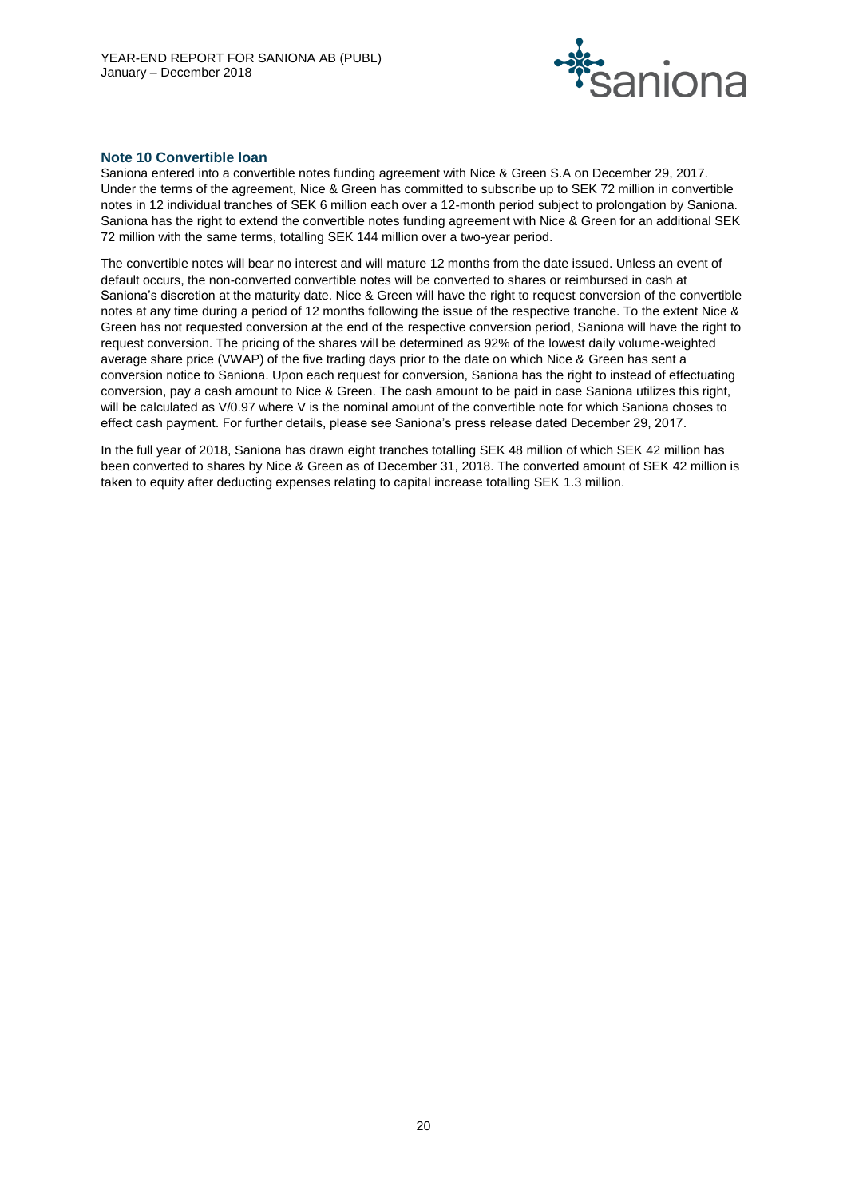### Note 10 Convertible loan

Saniona entered into a convertible notes funding agreement with Nice & Green S.A on December 29, 2017. Under the terms of the agreement, Nice & Green has committed to subscribe up to SEK 72 million in convertible notes in 12 individual tranches of SEK 6 million each over a 12-month period subject to prolongation by Saniona. Saniona has the right to extend the convertible notes funding agreement with Nice & Green for an additional SEK 72 million with the same terms, totalling SEK 144 million over a two-year period.

The convertible notes will bear no interest and will mature 12 months from the date issued. Unless an event of default occurs, the non-converted convertible notes will be converted to shares or reimbursed in cash at Saniona's discretion at the maturity date. Nice & Green will have the right to request conversion of the convertible notes at any time during a period of 12 months following the issue of the respective tranche. To the extent Nice & Green has not requested conversion at the end of the respective conversion period, Saniona will have the right to request conversion. The pricing of the shares will be determined as 92% of the lowest daily volume-weighted average share price (VWAP) of the five trading days prior to the date on which Nice & Green has sent a conversion notice to Saniona. Upon each request for conversion, Saniona has the right to instead of effectuating conversion, pay a cash amount to Nice & Green. The cash amount to be paid in case Saniona utilizes this right, will be calculated as V/0.97 where V is the nominal amount of the convertible note for which Saniona choses to effect cash payment. For further details, please see Saniona's press release dated December 29, 2017.

In the full year of 2018, Saniona has drawn eight tranches totalling SEK 48 million of which SEK 42 million has been converted to shares by Nice & Green as of December 31, 2018. The converted amount of SEK 42 million is taken to equity after deducting expenses relating to capital increase totalling SEK 1.3 million.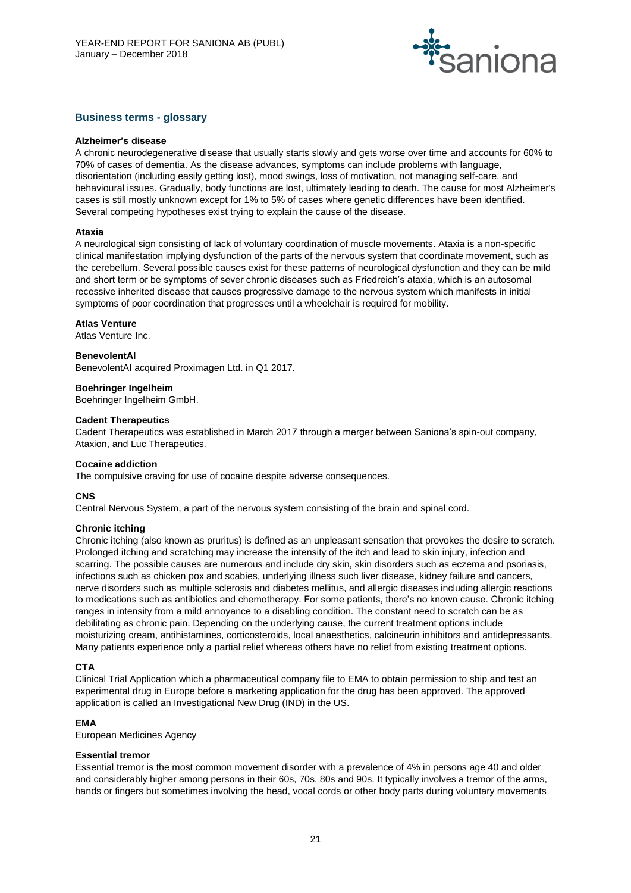## Business terms - glossary

**Alzheimer's disease**
A chronic neurodegenerative disease that usually starts slowly and gets worse over time and accounts for 60% to 70% of cases of dementia. As the disease advances, symptoms can include problems with language, disorientation (including easily getting lost), mood swings, loss of motivation, not managing self-care, and behavioural issues. Gradually, body functions are lost, ultimately leading to death. The cause for most Alzheimer's cases is still mostly unknown except for 1% to 5% of cases where genetic differences have been identified. Several competing hypotheses exist trying to explain the cause of the disease.

**Ataxia**
A neurological sign consisting of lack of voluntary coordination of muscle movements. Ataxia is a non-specific clinical manifestation implying dysfunction of the parts of the nervous system that coordinate movement, such as the cerebellum. Several possible causes exist for these patterns of neurological dysfunction and they can be mild and short term or be symptoms of sever chronic diseases such as Friedreich's ataxia, which is an autosomal recessive inherited disease that causes progressive damage to the nervous system which manifests in initial symptoms of poor coordination that progresses until a wheelchair is required for mobility.

**Atlas Venture**
Atlas Venture Inc.

**BenevolentAI**
BenevolentAI acquired Proximagen Ltd. in Q1 2017.

**Boehringer Ingelheim**
Boehringer Ingelheim GmbH.

**Cadent Therapeutics**
Cadent Therapeutics was established in March 2017 through a merger between Saniona's spin-out company, Ataxion, and Luc Therapeutics.

**Cocaine addiction**
The compulsive craving for use of cocaine despite adverse consequences.

**CNS**
Central Nervous System, a part of the nervous system consisting of the brain and spinal cord.

**Chronic itching**
Chronic itching (also known as pruritus) is defined as an unpleasant sensation that provokes the desire to scratch. Prolonged itching and scratching may increase the intensity of the itch and lead to skin injury, infection and scarring. The possible causes are numerous and include dry skin, skin disorders such as eczema and psoriasis, infections such as chicken pox and scabies, underlying illness such liver disease, kidney failure and cancers, nerve disorders such as multiple sclerosis and diabetes mellitus, and allergic diseases including allergic reactions to medications such as antibiotics and chemotherapy. For some patients, there's no known cause. Chronic itching ranges in intensity from a mild annoyance to a disabling condition. The constant need to scratch can be as debilitating as chronic pain. Depending on the underlying cause, the current treatment options include moisturizing cream, antihistamines, corticosteroids, local anaesthetics, calcineurin inhibitors and antidepressants. Many patients experience only a partial relief whereas others have no relief from existing treatment options.

**CTA**
Clinical Trial Application which a pharmaceutical company file to EMA to obtain permission to ship and test an experimental drug in Europe before a marketing application for the drug has been approved. The approved application is called an Investigational New Drug (IND) in the US.

**EMA**
European Medicines Agency

**Essential tremor**
Essential tremor is the most common movement disorder with a prevalence of 4% in persons age 40 and older and considerably higher among persons in their 60s, 70s, 80s and 90s. It typically involves a tremor of the arms, hands or fingers but sometimes involving the head, vocal cords or other body parts during voluntary movements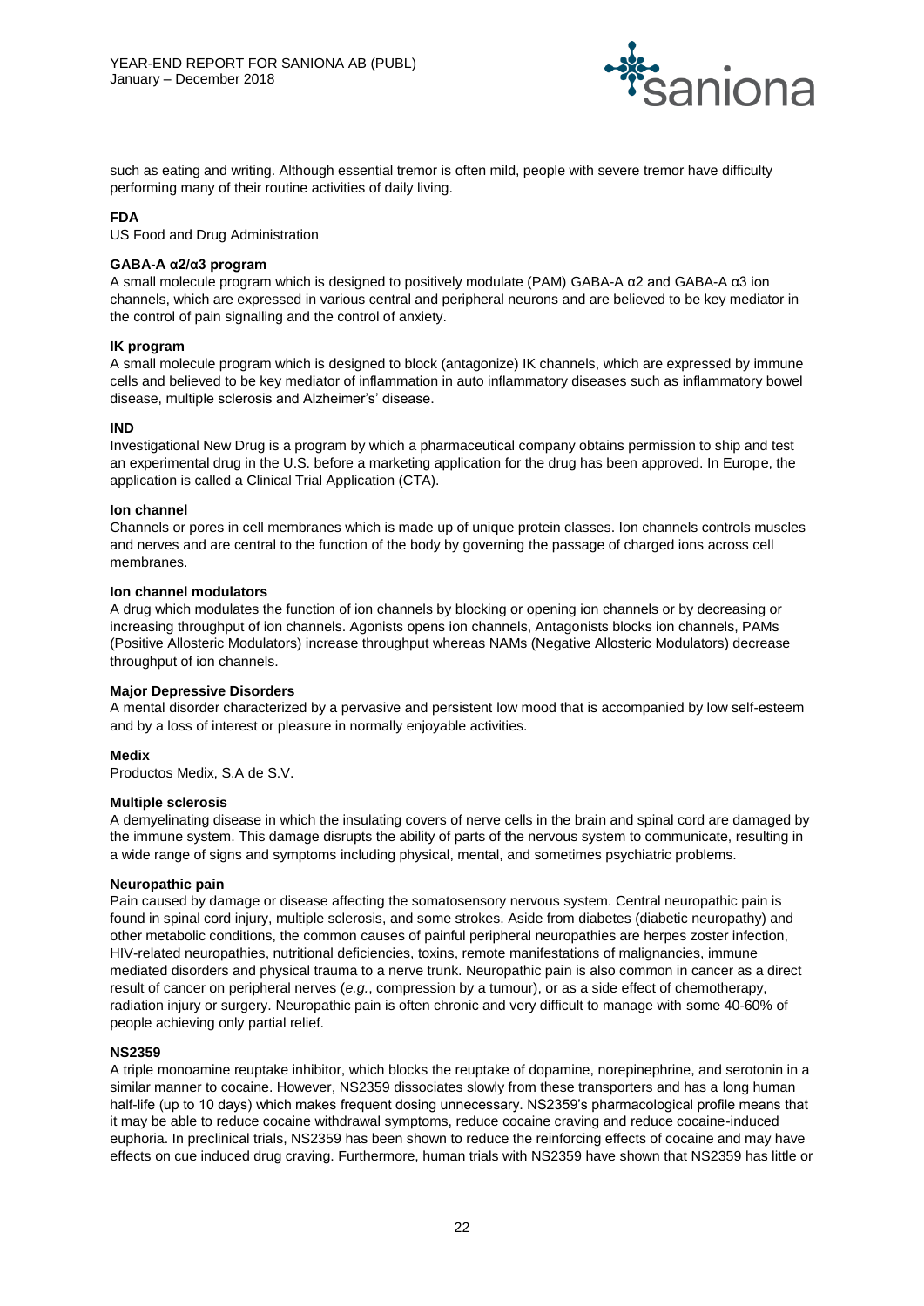such as eating and writing. Although essential tremor is often mild, people with severe tremor have difficulty performing many of their routine activities of daily living.

**FDA**
US Food and Drug Administration

**GABA-A α2/α3 program**
A small molecule program which is designed to positively modulate (PAM) GABA-A α2 and GABA-A α3 ion channels, which are expressed in various central and peripheral neurons and are believed to be key mediator in the control of pain signalling and the control of anxiety.

**IK program**
A small molecule program which is designed to block (antagonize) IK channels, which are expressed by immune cells and believed to be key mediator of inflammation in auto inflammatory diseases such as inflammatory bowel disease, multiple sclerosis and Alzheimer's' disease.

**IND**
Investigational New Drug is a program by which a pharmaceutical company obtains permission to ship and test an experimental drug in the U.S. before a marketing application for the drug has been approved. In Europe, the application is called a Clinical Trial Application (CTA).

**Ion channel**
Channels or pores in cell membranes which is made up of unique protein classes. Ion channels controls muscles and nerves and are central to the function of the body by governing the passage of charged ions across cell membranes.

**Ion channel modulators**
A drug which modulates the function of ion channels by blocking or opening ion channels or by decreasing or increasing throughput of ion channels. Agonists opens ion channels, Antagonists blocks ion channels, PAMs (Positive Allosteric Modulators) increase throughput whereas NAMs (Negative Allosteric Modulators) decrease throughput of ion channels.

**Major Depressive Disorders**
A mental disorder characterized by a pervasive and persistent low mood that is accompanied by low self-esteem and by a loss of interest or pleasure in normally enjoyable activities.

**Medix**
Productos Medix, S.A de S.V.

**Multiple sclerosis**
A demyelinating disease in which the insulating covers of nerve cells in the brain and spinal cord are damaged by the immune system. This damage disrupts the ability of parts of the nervous system to communicate, resulting in a wide range of signs and symptoms including physical, mental, and sometimes psychiatric problems.

**Neuropathic pain**
Pain caused by damage or disease affecting the somatosensory nervous system. Central neuropathic pain is found in spinal cord injury, multiple sclerosis, and some strokes. Aside from diabetes (diabetic neuropathy) and other metabolic conditions, the common causes of painful peripheral neuropathies are herpes zoster infection, HIV-related neuropathies, nutritional deficiencies, toxins, remote manifestations of malignancies, immune mediated disorders and physical trauma to a nerve trunk. Neuropathic pain is also common in cancer as a direct result of cancer on peripheral nerves (*e.g.*, compression by a tumour), or as a side effect of chemotherapy, radiation injury or surgery. Neuropathic pain is often chronic and very difficult to manage with some 40-60% of people achieving only partial relief.

**NS2359**
A triple monoamine reuptake inhibitor, which blocks the reuptake of dopamine, norepinephrine, and serotonin in a similar manner to cocaine. However, NS2359 dissociates slowly from these transporters and has a long human half-life (up to 10 days) which makes frequent dosing unnecessary. NS2359's pharmacological profile means that it may be able to reduce cocaine withdrawal symptoms, reduce cocaine craving and reduce cocaine-induced euphoria. In preclinical trials, NS2359 has been shown to reduce the reinforcing effects of cocaine and may have effects on cue induced drug craving. Furthermore, human trials with NS2359 have shown that NS2359 has little or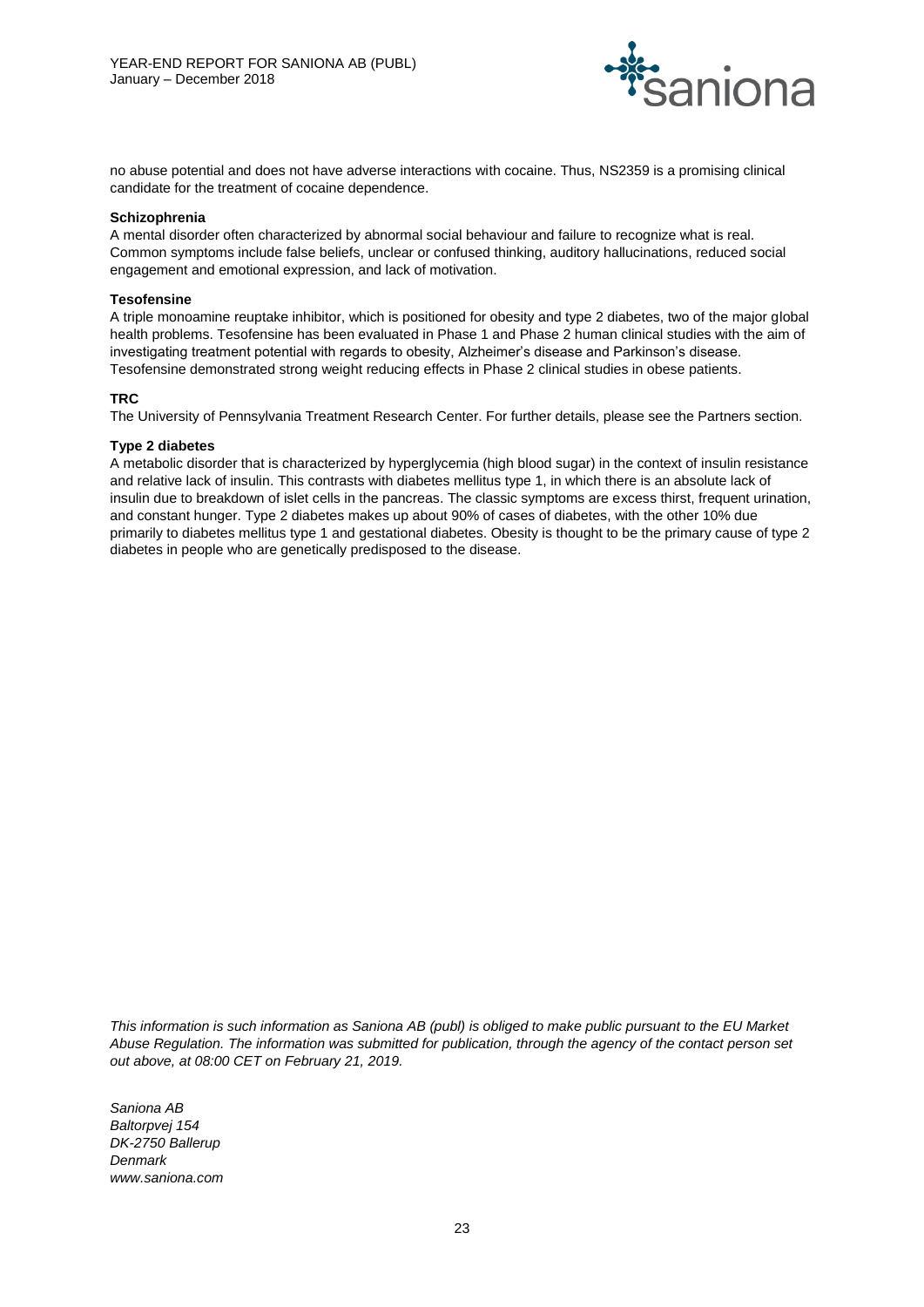no abuse potential and does not have adverse interactions with cocaine. Thus, NS2359 is a promising clinical candidate for the treatment of cocaine dependence.

**Schizophrenia**

A mental disorder often characterized by abnormal social behaviour and failure to recognize what is real. Common symptoms include false beliefs, unclear or confused thinking, auditory hallucinations, reduced social engagement and emotional expression, and lack of motivation.

**Tesofensine**

A triple monoamine reuptake inhibitor, which is positioned for obesity and type 2 diabetes, two of the major global health problems. Tesofensine has been evaluated in Phase 1 and Phase 2 human clinical studies with the aim of investigating treatment potential with regards to obesity, Alzheimer's disease and Parkinson's disease. Tesofensine demonstrated strong weight reducing effects in Phase 2 clinical studies in obese patients.

**TRC**

The University of Pennsylvania Treatment Research Center. For further details, please see the Partners section.

**Type 2 diabetes**

A metabolic disorder that is characterized by hyperglycemia (high blood sugar) in the context of insulin resistance and relative lack of insulin. This contrasts with diabetes mellitus type 1, in which there is an absolute lack of insulin due to breakdown of islet cells in the pancreas. The classic symptoms are excess thirst, frequent urination, and constant hunger. Type 2 diabetes makes up about 90% of cases of diabetes, with the other 10% due primarily to diabetes mellitus type 1 and gestational diabetes. Obesity is thought to be the primary cause of type 2 diabetes in people who are genetically predisposed to the disease.

*This information is such information as Saniona AB (publ) is obliged to make public pursuant to the EU Market Abuse Regulation. The information was submitted for publication, through the agency of the contact person set out above, at 08:00 CET on February 21, 2019.*

*Saniona AB*
*Baltorpvej 154*
*DK-2750 Ballerup*
*Denmark*
*www.saniona.com*